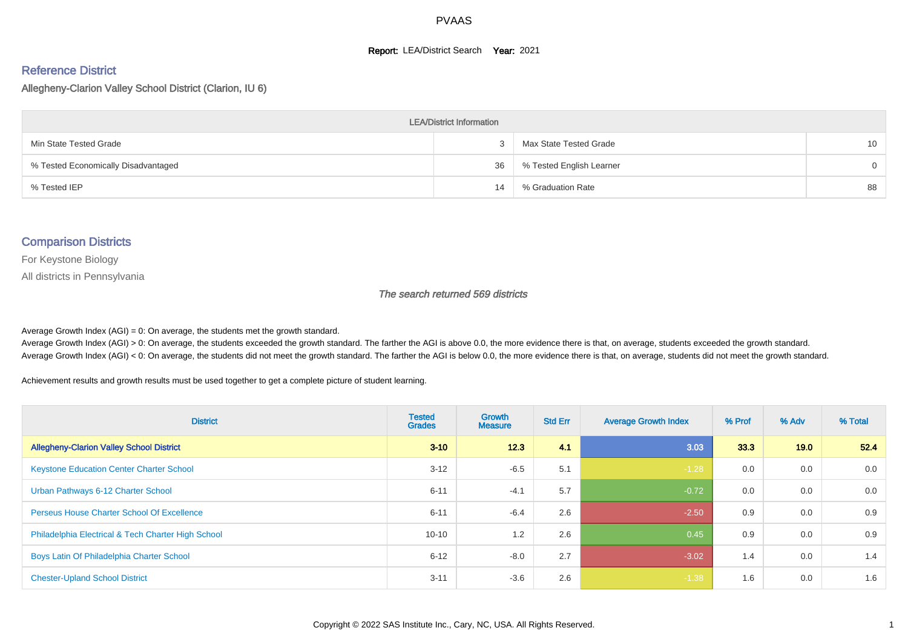# PVAAS

**Report:** LEA/District Search **Year:** 2021

## Reference District

Allegheny-Clarion Valley School District (Clarion, IU 6)

| LEA/District Information | | | |
|---|---|---|---|
| Min State Tested Grade | 3 | Max State Tested Grade | 10 |
| % Tested Economically Disadvantaged | 36 | % Tested English Learner | 0 |
| % Tested IEP | 14 | % Graduation Rate | 88 |

## Comparison Districts

For Keystone Biology

All districts in Pennsylvania

*The search returned 569 districts*

Average Growth Index (AGI) = 0: On average, the students met the growth standard.
Average Growth Index (AGI) > 0: On average, the students exceeded the growth standard. The farther the AGI is above 0.0, the more evidence there is that, on average, students exceeded the growth standard.
Average Growth Index (AGI) < 0: On average, the students did not meet the growth standard. The farther the AGI is below 0.0, the more evidence there is that, on average, students did not meet the growth standard.

Achievement results and growth results must be used together to get a complete picture of student learning.

| District | Tested Grades | Growth Measure | Std Err | Average Growth Index | % Prof | % Adv | % Total |
|---|---|---|---|---|---|---|---|
| **Allegheny-Clarion Valley School District** | **3-10** | **12.3** | **4.1** | **3.03** | **33.3** | **19.0** | **52.4** |
| Keystone Education Center Charter School | 3-12 | -6.5 | 5.1 | -1.28 | 0.0 | 0.0 | 0.0 |
| Urban Pathways 6-12 Charter School | 6-11 | -4.1 | 5.7 | -0.72 | 0.0 | 0.0 | 0.0 |
| Perseus House Charter School Of Excellence | 6-11 | -6.4 | 2.6 | -2.50 | 0.9 | 0.0 | 0.9 |
| Philadelphia Electrical & Tech Charter High School | 10-10 | 1.2 | 2.6 | 0.45 | 0.9 | 0.0 | 0.9 |
| Boys Latin Of Philadelphia Charter School | 6-12 | -8.0 | 2.7 | -3.02 | 1.4 | 0.0 | 1.4 |
| Chester-Upland School District | 3-11 | -3.6 | 2.6 | -1.38 | 1.6 | 0.0 | 1.6 |

Copyright © 2022 SAS Institute Inc., Cary, NC, USA. All Rights Reserved.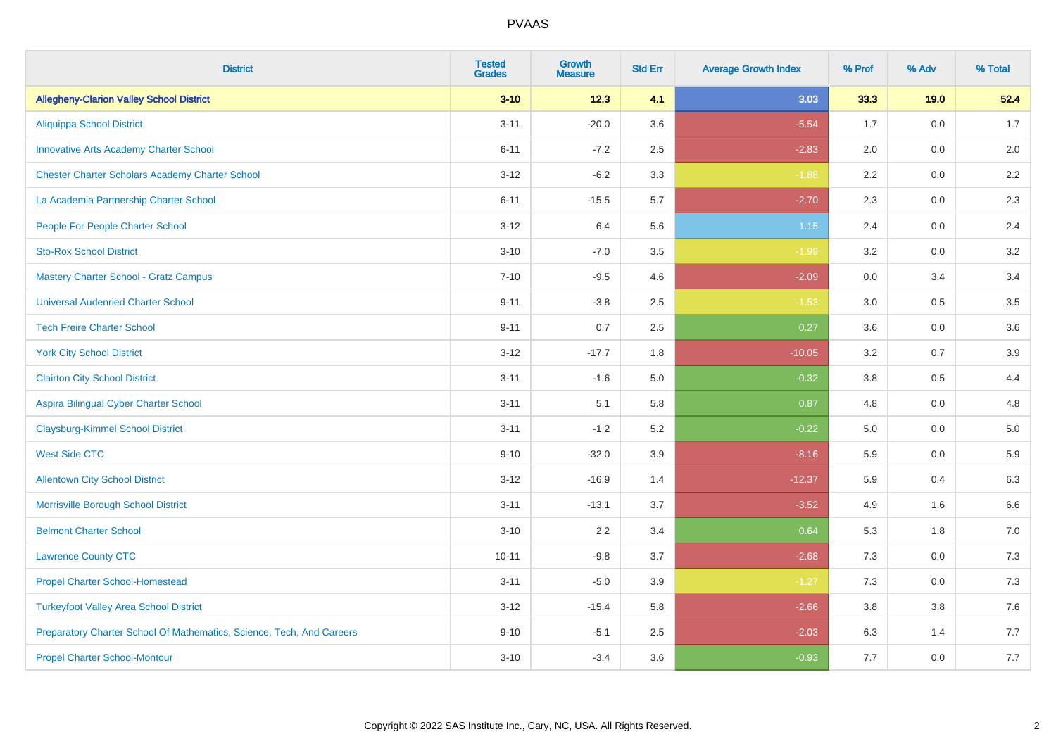# PVAAS

| District | Tested Grades | Growth Measure | Std Err | Average Growth Index | % Prof | % Adv | % Total |
|---|---|---|---|---|---|---|---|
| **Allegheny-Clarion Valley School District** | **3-10** | **12.3** | **4.1** | **3.03** | **33.3** | **19.0** | **52.4** |
| Aliquippa School District | 3-11 | -20.0 | 3.6 | -5.54 | 1.7 | 0.0 | 1.7 |
| Innovative Arts Academy Charter School | 6-11 | -7.2 | 2.5 | -2.83 | 2.0 | 0.0 | 2.0 |
| Chester Charter Scholars Academy Charter School | 3-12 | -6.2 | 3.3 | -1.88 | 2.2 | 0.0 | 2.2 |
| La Academia Partnership Charter School | 6-11 | -15.5 | 5.7 | -2.70 | 2.3 | 0.0 | 2.3 |
| People For People Charter School | 3-12 | 6.4 | 5.6 | 1.15 | 2.4 | 0.0 | 2.4 |
| Sto-Rox School District | 3-10 | -7.0 | 3.5 | -1.99 | 3.2 | 0.0 | 3.2 |
| Mastery Charter School - Gratz Campus | 7-10 | -9.5 | 4.6 | -2.09 | 0.0 | 3.4 | 3.4 |
| Universal Audenried Charter School | 9-11 | -3.8 | 2.5 | -1.53 | 3.0 | 0.5 | 3.5 |
| Tech Freire Charter School | 9-11 | 0.7 | 2.5 | 0.27 | 3.6 | 0.0 | 3.6 |
| York City School District | 3-12 | -17.7 | 1.8 | -10.05 | 3.2 | 0.7 | 3.9 |
| Clairton City School District | 3-11 | -1.6 | 5.0 | -0.32 | 3.8 | 0.5 | 4.4 |
| Aspira Bilingual Cyber Charter School | 3-11 | 5.1 | 5.8 | 0.87 | 4.8 | 0.0 | 4.8 |
| Claysburg-Kimmel School District | 3-11 | -1.2 | 5.2 | -0.22 | 5.0 | 0.0 | 5.0 |
| West Side CTC | 9-10 | -32.0 | 3.9 | -8.16 | 5.9 | 0.0 | 5.9 |
| Allentown City School District | 3-12 | -16.9 | 1.4 | -12.37 | 5.9 | 0.4 | 6.3 |
| Morrisville Borough School District | 3-11 | -13.1 | 3.7 | -3.52 | 4.9 | 1.6 | 6.6 |
| Belmont Charter School | 3-10 | 2.2 | 3.4 | 0.64 | 5.3 | 1.8 | 7.0 |
| Lawrence County CTC | 10-11 | -9.8 | 3.7 | -2.68 | 7.3 | 0.0 | 7.3 |
| Propel Charter School-Homestead | 3-11 | -5.0 | 3.9 | -1.27 | 7.3 | 0.0 | 7.3 |
| Turkeyfoot Valley Area School District | 3-12 | -15.4 | 5.8 | -2.66 | 3.8 | 3.8 | 7.6 |
| Preparatory Charter School Of Mathematics, Science, Tech, And Careers | 9-10 | -5.1 | 2.5 | -2.03 | 6.3 | 1.4 | 7.7 |
| Propel Charter School-Montour | 3-10 | -3.4 | 3.6 | -0.93 | 7.7 | 0.0 | 7.7 |

Copyright © 2022 SAS Institute Inc., Cary, NC, USA. All Rights Reserved.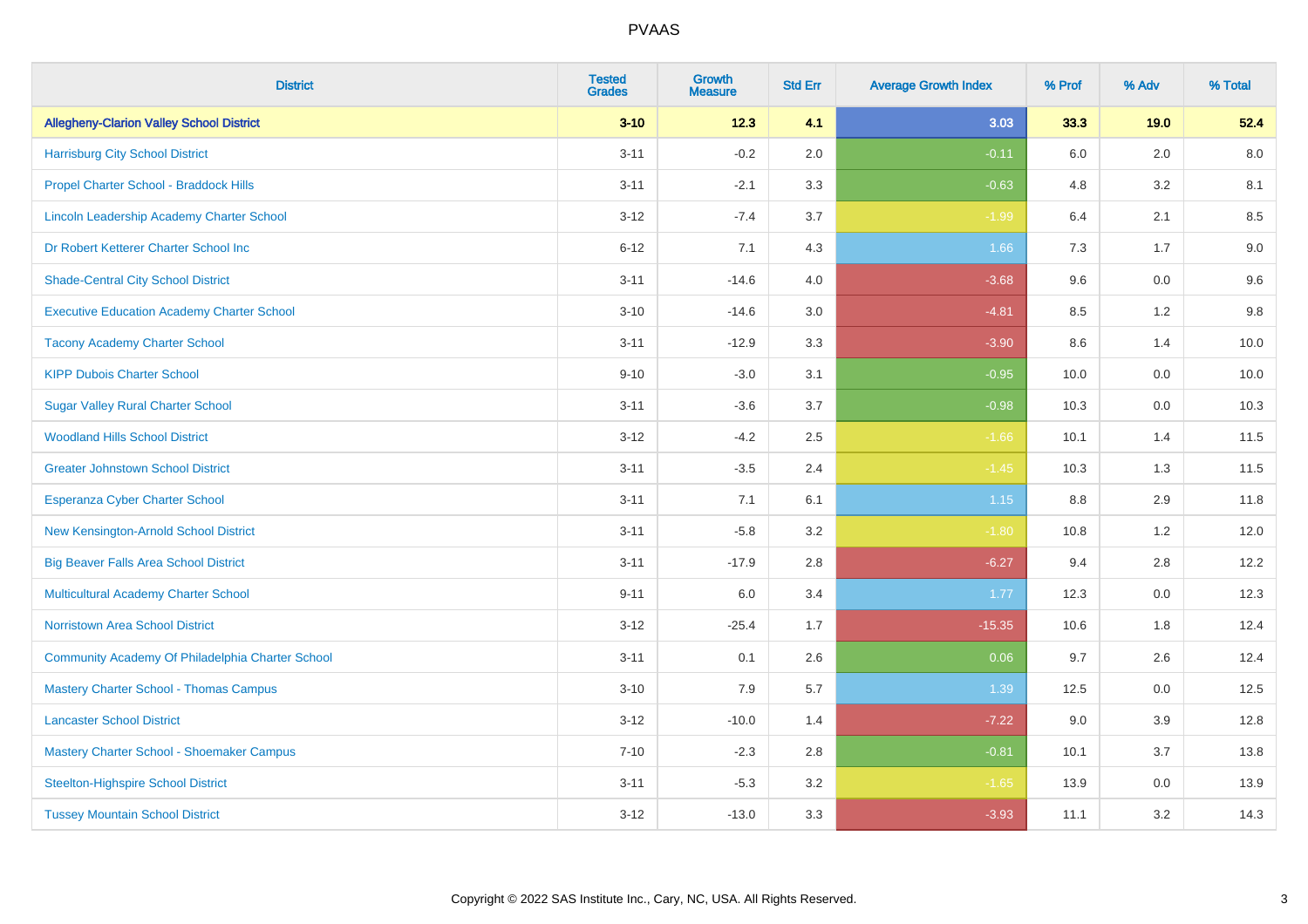# PVAAS

| District | Tested Grades | Growth Measure | Std Err | Average Growth Index | % Prof | % Adv | % Total |
|---|---|---|---|---|---|---|---|
| **Allegheny-Clarion Valley School District** | **3-10** | **12.3** | **4.1** | **3.03** | **33.3** | **19.0** | **52.4** |
| Harrisburg City School District | 3-11 | -0.2 | 2.0 | -0.11 | 6.0 | 2.0 | 8.0 |
| Propel Charter School - Braddock Hills | 3-11 | -2.1 | 3.3 | -0.63 | 4.8 | 3.2 | 8.1 |
| Lincoln Leadership Academy Charter School | 3-12 | -7.4 | 3.7 | -1.99 | 6.4 | 2.1 | 8.5 |
| Dr Robert Ketterer Charter School Inc | 6-12 | 7.1 | 4.3 | 1.66 | 7.3 | 1.7 | 9.0 |
| Shade-Central City School District | 3-11 | -14.6 | 4.0 | -3.68 | 9.6 | 0.0 | 9.6 |
| Executive Education Academy Charter School | 3-10 | -14.6 | 3.0 | -4.81 | 8.5 | 1.2 | 9.8 |
| Tacony Academy Charter School | 3-11 | -12.9 | 3.3 | -3.90 | 8.6 | 1.4 | 10.0 |
| KIPP Dubois Charter School | 9-10 | -3.0 | 3.1 | -0.95 | 10.0 | 0.0 | 10.0 |
| Sugar Valley Rural Charter School | 3-11 | -3.6 | 3.7 | -0.98 | 10.3 | 0.0 | 10.3 |
| Woodland Hills School District | 3-12 | -4.2 | 2.5 | -1.66 | 10.1 | 1.4 | 11.5 |
| Greater Johnstown School District | 3-11 | -3.5 | 2.4 | -1.45 | 10.3 | 1.3 | 11.5 |
| Esperanza Cyber Charter School | 3-11 | 7.1 | 6.1 | 1.15 | 8.8 | 2.9 | 11.8 |
| New Kensington-Arnold School District | 3-11 | -5.8 | 3.2 | -1.80 | 10.8 | 1.2 | 12.0 |
| Big Beaver Falls Area School District | 3-11 | -17.9 | 2.8 | -6.27 | 9.4 | 2.8 | 12.2 |
| Multicultural Academy Charter School | 9-11 | 6.0 | 3.4 | 1.77 | 12.3 | 0.0 | 12.3 |
| Norristown Area School District | 3-12 | -25.4 | 1.7 | -15.35 | 10.6 | 1.8 | 12.4 |
| Community Academy Of Philadelphia Charter School | 3-11 | 0.1 | 2.6 | 0.06 | 9.7 | 2.6 | 12.4 |
| Mastery Charter School - Thomas Campus | 3-10 | 7.9 | 5.7 | 1.39 | 12.5 | 0.0 | 12.5 |
| Lancaster School District | 3-12 | -10.0 | 1.4 | -7.22 | 9.0 | 3.9 | 12.8 |
| Mastery Charter School - Shoemaker Campus | 7-10 | -2.3 | 2.8 | -0.81 | 10.1 | 3.7 | 13.8 |
| Steelton-Highspire School District | 3-11 | -5.3 | 3.2 | -1.65 | 13.9 | 0.0 | 13.9 |
| Tussey Mountain School District | 3-12 | -13.0 | 3.3 | -3.93 | 11.1 | 3.2 | 14.3 |

Copyright © 2022 SAS Institute Inc., Cary, NC, USA. All Rights Reserved.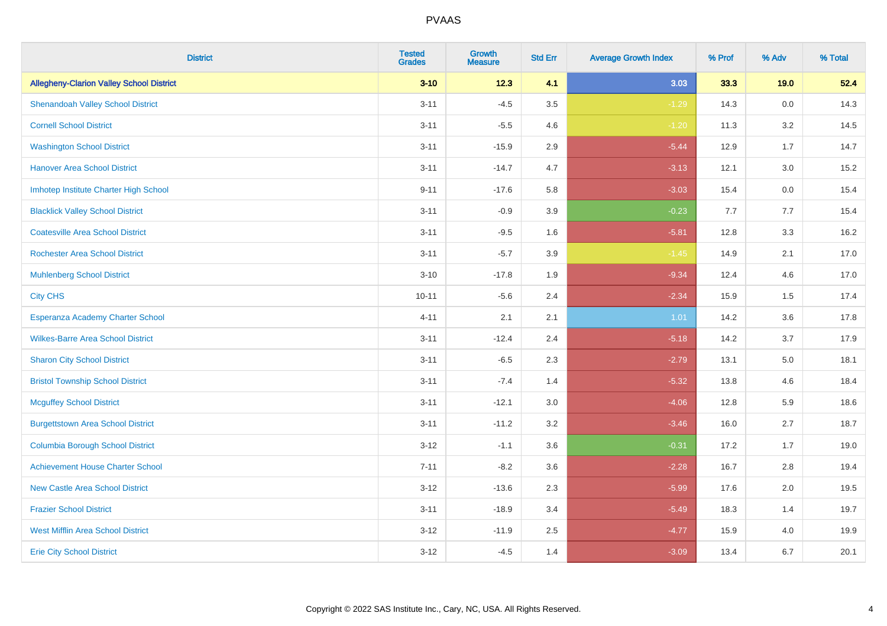| District | Tested Grades | Growth Measure | Std Err | Average Growth Index | % Prof | % Adv | % Total |
|---|---|---|---|---|---|---|---|
| **Allegheny-Clarion Valley School District** | **3-10** | **12.3** | **4.1** | **3.03** | **33.3** | **19.0** | **52.4** |
| Shenandoah Valley School District | 3-11 | -4.5 | 3.5 | -1.29 | 14.3 | 0.0 | 14.3 |
| Cornell School District | 3-11 | -5.5 | 4.6 | -1.20 | 11.3 | 3.2 | 14.5 |
| Washington School District | 3-11 | -15.9 | 2.9 | -5.44 | 12.9 | 1.7 | 14.7 |
| Hanover Area School District | 3-11 | -14.7 | 4.7 | -3.13 | 12.1 | 3.0 | 15.2 |
| Imhotep Institute Charter High School | 9-11 | -17.6 | 5.8 | -3.03 | 15.4 | 0.0 | 15.4 |
| Blacklick Valley School District | 3-11 | -0.9 | 3.9 | -0.23 | 7.7 | 7.7 | 15.4 |
| Coatesville Area School District | 3-11 | -9.5 | 1.6 | -5.81 | 12.8 | 3.3 | 16.2 |
| Rochester Area School District | 3-11 | -5.7 | 3.9 | -1.45 | 14.9 | 2.1 | 17.0 |
| Muhlenberg School District | 3-10 | -17.8 | 1.9 | -9.34 | 12.4 | 4.6 | 17.0 |
| City CHS | 10-11 | -5.6 | 2.4 | -2.34 | 15.9 | 1.5 | 17.4 |
| Esperanza Academy Charter School | 4-11 | 2.1 | 2.1 | 1.01 | 14.2 | 3.6 | 17.8 |
| Wilkes-Barre Area School District | 3-11 | -12.4 | 2.4 | -5.18 | 14.2 | 3.7 | 17.9 |
| Sharon City School District | 3-11 | -6.5 | 2.3 | -2.79 | 13.1 | 5.0 | 18.1 |
| Bristol Township School District | 3-11 | -7.4 | 1.4 | -5.32 | 13.8 | 4.6 | 18.4 |
| Mcguffey School District | 3-11 | -12.1 | 3.0 | -4.06 | 12.8 | 5.9 | 18.6 |
| Burgettstown Area School District | 3-11 | -11.2 | 3.2 | -3.46 | 16.0 | 2.7 | 18.7 |
| Columbia Borough School District | 3-12 | -1.1 | 3.6 | -0.31 | 17.2 | 1.7 | 19.0 |
| Achievement House Charter School | 7-11 | -8.2 | 3.6 | -2.28 | 16.7 | 2.8 | 19.4 |
| New Castle Area School District | 3-12 | -13.6 | 2.3 | -5.99 | 17.6 | 2.0 | 19.5 |
| Frazier School District | 3-11 | -18.9 | 3.4 | -5.49 | 18.3 | 1.4 | 19.7 |
| West Mifflin Area School District | 3-12 | -11.9 | 2.5 | -4.77 | 15.9 | 4.0 | 19.9 |
| Erie City School District | 3-12 | -4.5 | 1.4 | -3.09 | 13.4 | 6.7 | 20.1 |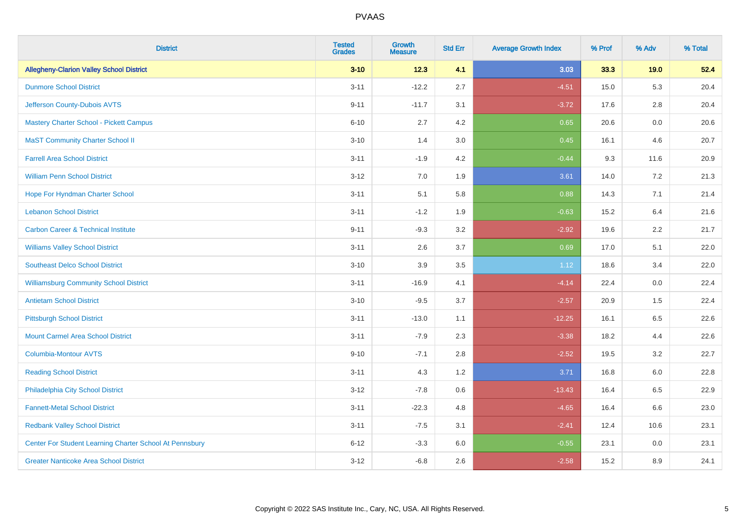# PVAAS

| District | Tested Grades | Growth Measure | Std Err | Average Growth Index | % Prof | % Adv | % Total |
|---|---|---|---|---|---|---|---|
| **Allegheny-Clarion Valley School District** | **3-10** | **12.3** | **4.1** | **3.03** | **33.3** | **19.0** | **52.4** |
| Dunmore School District | 3-11 | -12.2 | 2.7 | -4.51 | 15.0 | 5.3 | 20.4 |
| Jefferson County-Dubois AVTS | 9-11 | -11.7 | 3.1 | -3.72 | 17.6 | 2.8 | 20.4 |
| Mastery Charter School - Pickett Campus | 6-10 | 2.7 | 4.2 | 0.65 | 20.6 | 0.0 | 20.6 |
| MaST Community Charter School II | 3-10 | 1.4 | 3.0 | 0.45 | 16.1 | 4.6 | 20.7 |
| Farrell Area School District | 3-11 | -1.9 | 4.2 | -0.44 | 9.3 | 11.6 | 20.9 |
| William Penn School District | 3-12 | 7.0 | 1.9 | 3.61 | 14.0 | 7.2 | 21.3 |
| Hope For Hyndman Charter School | 3-11 | 5.1 | 5.8 | 0.88 | 14.3 | 7.1 | 21.4 |
| Lebanon School District | 3-11 | -1.2 | 1.9 | -0.63 | 15.2 | 6.4 | 21.6 |
| Carbon Career & Technical Institute | 9-11 | -9.3 | 3.2 | -2.92 | 19.6 | 2.2 | 21.7 |
| Williams Valley School District | 3-11 | 2.6 | 3.7 | 0.69 | 17.0 | 5.1 | 22.0 |
| Southeast Delco School District | 3-10 | 3.9 | 3.5 | 1.12 | 18.6 | 3.4 | 22.0 |
| Williamsburg Community School District | 3-11 | -16.9 | 4.1 | -4.14 | 22.4 | 0.0 | 22.4 |
| Antietam School District | 3-10 | -9.5 | 3.7 | -2.57 | 20.9 | 1.5 | 22.4 |
| Pittsburgh School District | 3-11 | -13.0 | 1.1 | -12.25 | 16.1 | 6.5 | 22.6 |
| Mount Carmel Area School District | 3-11 | -7.9 | 2.3 | -3.38 | 18.2 | 4.4 | 22.6 |
| Columbia-Montour AVTS | 9-10 | -7.1 | 2.8 | -2.52 | 19.5 | 3.2 | 22.7 |
| Reading School District | 3-11 | 4.3 | 1.2 | 3.71 | 16.8 | 6.0 | 22.8 |
| Philadelphia City School District | 3-12 | -7.8 | 0.6 | -13.43 | 16.4 | 6.5 | 22.9 |
| Fannett-Metal School District | 3-11 | -22.3 | 4.8 | -4.65 | 16.4 | 6.6 | 23.0 |
| Redbank Valley School District | 3-11 | -7.5 | 3.1 | -2.41 | 12.4 | 10.6 | 23.1 |
| Center For Student Learning Charter School At Pennsbury | 6-12 | -3.3 | 6.0 | -0.55 | 23.1 | 0.0 | 23.1 |
| Greater Nanticoke Area School District | 3-12 | -6.8 | 2.6 | -2.58 | 15.2 | 8.9 | 24.1 |

Copyright © 2022 SAS Institute Inc., Cary, NC, USA. All Rights Reserved.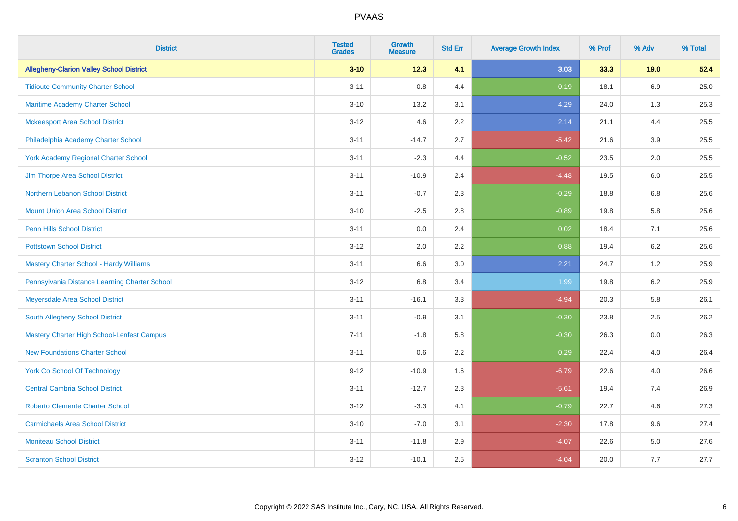# PVAAS

| District | Tested Grades | Growth Measure | Std Err | Average Growth Index | % Prof | % Adv | % Total |
|---|---|---|---|---|---|---|---|
| **Allegheny-Clarion Valley School District** | **3-10** | **12.3** | **4.1** | **3.03** | **33.3** | **19.0** | **52.4** |
| Tidioute Community Charter School | 3-11 | 0.8 | 4.4 | 0.19 | 18.1 | 6.9 | 25.0 |
| Maritime Academy Charter School | 3-10 | 13.2 | 3.1 | 4.29 | 24.0 | 1.3 | 25.3 |
| Mckeesport Area School District | 3-12 | 4.6 | 2.2 | 2.14 | 21.1 | 4.4 | 25.5 |
| Philadelphia Academy Charter School | 3-11 | -14.7 | 2.7 | -5.42 | 21.6 | 3.9 | 25.5 |
| York Academy Regional Charter School | 3-11 | -2.3 | 4.4 | -0.52 | 23.5 | 2.0 | 25.5 |
| Jim Thorpe Area School District | 3-11 | -10.9 | 2.4 | -4.48 | 19.5 | 6.0 | 25.5 |
| Northern Lebanon School District | 3-11 | -0.7 | 2.3 | -0.29 | 18.8 | 6.8 | 25.6 |
| Mount Union Area School District | 3-10 | -2.5 | 2.8 | -0.89 | 19.8 | 5.8 | 25.6 |
| Penn Hills School District | 3-11 | 0.0 | 2.4 | 0.02 | 18.4 | 7.1 | 25.6 |
| Pottstown School District | 3-12 | 2.0 | 2.2 | 0.88 | 19.4 | 6.2 | 25.6 |
| Mastery Charter School - Hardy Williams | 3-11 | 6.6 | 3.0 | 2.21 | 24.7 | 1.2 | 25.9 |
| Pennsylvania Distance Learning Charter School | 3-12 | 6.8 | 3.4 | 1.99 | 19.8 | 6.2 | 25.9 |
| Meyersdale Area School District | 3-11 | -16.1 | 3.3 | -4.94 | 20.3 | 5.8 | 26.1 |
| South Allegheny School District | 3-11 | -0.9 | 3.1 | -0.30 | 23.8 | 2.5 | 26.2 |
| Mastery Charter High School-Lenfest Campus | 7-11 | -1.8 | 5.8 | -0.30 | 26.3 | 0.0 | 26.3 |
| New Foundations Charter School | 3-11 | 0.6 | 2.2 | 0.29 | 22.4 | 4.0 | 26.4 |
| York Co School Of Technology | 9-12 | -10.9 | 1.6 | -6.79 | 22.6 | 4.0 | 26.6 |
| Central Cambria School District | 3-11 | -12.7 | 2.3 | -5.61 | 19.4 | 7.4 | 26.9 |
| Roberto Clemente Charter School | 3-12 | -3.3 | 4.1 | -0.79 | 22.7 | 4.6 | 27.3 |
| Carmichaels Area School District | 3-10 | -7.0 | 3.1 | -2.30 | 17.8 | 9.6 | 27.4 |
| Moniteau School District | 3-11 | -11.8 | 2.9 | -4.07 | 22.6 | 5.0 | 27.6 |
| Scranton School District | 3-12 | -10.1 | 2.5 | -4.04 | 20.0 | 7.7 | 27.7 |

Copyright © 2022 SAS Institute Inc., Cary, NC, USA. All Rights Reserved.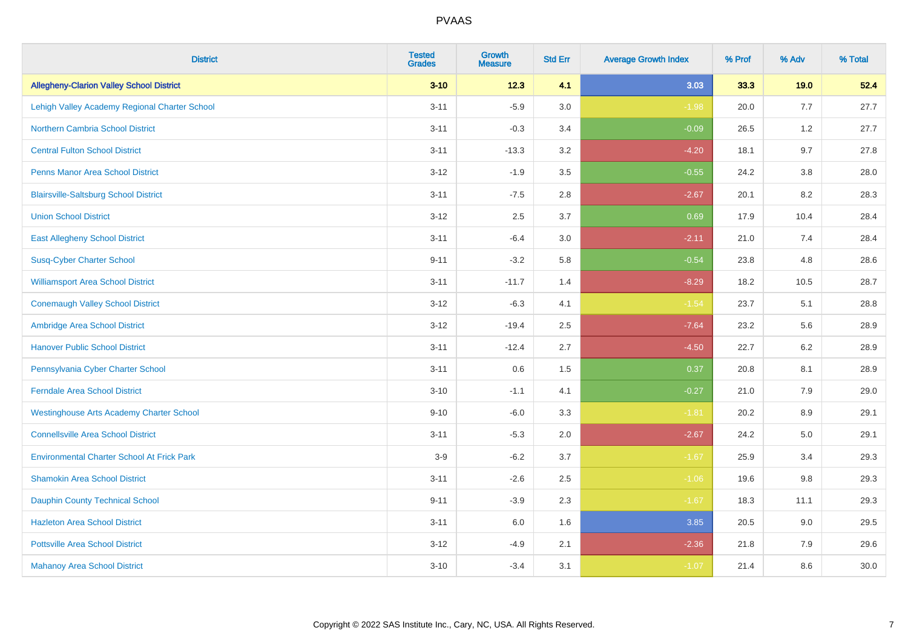# PVAAS

| District | Tested Grades | Growth Measure | Std Err | Average Growth Index | % Prof | % Adv | % Total |
|---|---|---|---|---|---|---|---|
| **Allegheny-Clarion Valley School District** | **3-10** | **12.3** | **4.1** | **3.03** | **33.3** | **19.0** | **52.4** |
| Lehigh Valley Academy Regional Charter School | 3-11 | -5.9 | 3.0 | -1.98 | 20.0 | 7.7 | 27.7 |
| Northern Cambria School District | 3-11 | -0.3 | 3.4 | -0.09 | 26.5 | 1.2 | 27.7 |
| Central Fulton School District | 3-11 | -13.3 | 3.2 | -4.20 | 18.1 | 9.7 | 27.8 |
| Penns Manor Area School District | 3-12 | -1.9 | 3.5 | -0.55 | 24.2 | 3.8 | 28.0 |
| Blairsville-Saltsburg School District | 3-11 | -7.5 | 2.8 | -2.67 | 20.1 | 8.2 | 28.3 |
| Union School District | 3-12 | 2.5 | 3.7 | 0.69 | 17.9 | 10.4 | 28.4 |
| East Allegheny School District | 3-11 | -6.4 | 3.0 | -2.11 | 21.0 | 7.4 | 28.4 |
| Susq-Cyber Charter School | 9-11 | -3.2 | 5.8 | -0.54 | 23.8 | 4.8 | 28.6 |
| Williamsport Area School District | 3-11 | -11.7 | 1.4 | -8.29 | 18.2 | 10.5 | 28.7 |
| Conemaugh Valley School District | 3-12 | -6.3 | 4.1 | -1.54 | 23.7 | 5.1 | 28.8 |
| Ambridge Area School District | 3-12 | -19.4 | 2.5 | -7.64 | 23.2 | 5.6 | 28.9 |
| Hanover Public School District | 3-11 | -12.4 | 2.7 | -4.50 | 22.7 | 6.2 | 28.9 |
| Pennsylvania Cyber Charter School | 3-11 | 0.6 | 1.5 | 0.37 | 20.8 | 8.1 | 28.9 |
| Ferndale Area School District | 3-10 | -1.1 | 4.1 | -0.27 | 21.0 | 7.9 | 29.0 |
| Westinghouse Arts Academy Charter School | 9-10 | -6.0 | 3.3 | -1.81 | 20.2 | 8.9 | 29.1 |
| Connellsville Area School District | 3-11 | -5.3 | 2.0 | -2.67 | 24.2 | 5.0 | 29.1 |
| Environmental Charter School At Frick Park | 3-9 | -6.2 | 3.7 | -1.67 | 25.9 | 3.4 | 29.3 |
| Shamokin Area School District | 3-11 | -2.6 | 2.5 | -1.06 | 19.6 | 9.8 | 29.3 |
| Dauphin County Technical School | 9-11 | -3.9 | 2.3 | -1.67 | 18.3 | 11.1 | 29.3 |
| Hazleton Area School District | 3-11 | 6.0 | 1.6 | 3.85 | 20.5 | 9.0 | 29.5 |
| Pottsville Area School District | 3-12 | -4.9 | 2.1 | -2.36 | 21.8 | 7.9 | 29.6 |
| Mahanoy Area School District | 3-10 | -3.4 | 3.1 | -1.07 | 21.4 | 8.6 | 30.0 |

Copyright © 2022 SAS Institute Inc., Cary, NC, USA. All Rights Reserved.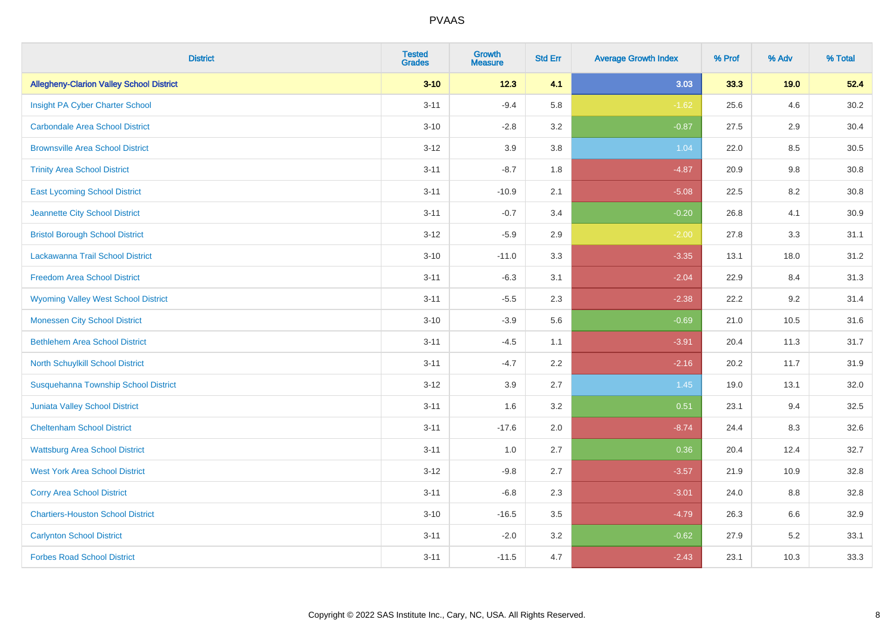# PVAAS

| District | Tested Grades | Growth Measure | Std Err | Average Growth Index | % Prof | % Adv | % Total |
|---|---|---|---|---|---|---|---|
| **Allegheny-Clarion Valley School District** | **3-10** | **12.3** | **4.1** | **3.03** | **33.3** | **19.0** | **52.4** |
| Insight PA Cyber Charter School | 3-11 | -9.4 | 5.8 | -1.62 | 25.6 | 4.6 | 30.2 |
| Carbondale Area School District | 3-10 | -2.8 | 3.2 | -0.87 | 27.5 | 2.9 | 30.4 |
| Brownsville Area School District | 3-12 | 3.9 | 3.8 | 1.04 | 22.0 | 8.5 | 30.5 |
| Trinity Area School District | 3-11 | -8.7 | 1.8 | -4.87 | 20.9 | 9.8 | 30.8 |
| East Lycoming School District | 3-11 | -10.9 | 2.1 | -5.08 | 22.5 | 8.2 | 30.8 |
| Jeannette City School District | 3-11 | -0.7 | 3.4 | -0.20 | 26.8 | 4.1 | 30.9 |
| Bristol Borough School District | 3-12 | -5.9 | 2.9 | -2.00 | 27.8 | 3.3 | 31.1 |
| Lackawanna Trail School District | 3-10 | -11.0 | 3.3 | -3.35 | 13.1 | 18.0 | 31.2 |
| Freedom Area School District | 3-11 | -6.3 | 3.1 | -2.04 | 22.9 | 8.4 | 31.3 |
| Wyoming Valley West School District | 3-11 | -5.5 | 2.3 | -2.38 | 22.2 | 9.2 | 31.4 |
| Monessen City School District | 3-10 | -3.9 | 5.6 | -0.69 | 21.0 | 10.5 | 31.6 |
| Bethlehem Area School District | 3-11 | -4.5 | 1.1 | -3.91 | 20.4 | 11.3 | 31.7 |
| North Schuylkill School District | 3-11 | -4.7 | 2.2 | -2.16 | 20.2 | 11.7 | 31.9 |
| Susquehanna Township School District | 3-12 | 3.9 | 2.7 | 1.45 | 19.0 | 13.1 | 32.0 |
| Juniata Valley School District | 3-11 | 1.6 | 3.2 | 0.51 | 23.1 | 9.4 | 32.5 |
| Cheltenham School District | 3-11 | -17.6 | 2.0 | -8.74 | 24.4 | 8.3 | 32.6 |
| Wattsburg Area School District | 3-11 | 1.0 | 2.7 | 0.36 | 20.4 | 12.4 | 32.7 |
| West York Area School District | 3-12 | -9.8 | 2.7 | -3.57 | 21.9 | 10.9 | 32.8 |
| Corry Area School District | 3-11 | -6.8 | 2.3 | -3.01 | 24.0 | 8.8 | 32.8 |
| Chartiers-Houston School District | 3-10 | -16.5 | 3.5 | -4.79 | 26.3 | 6.6 | 32.9 |
| Carlynton School District | 3-11 | -2.0 | 3.2 | -0.62 | 27.9 | 5.2 | 33.1 |
| Forbes Road School District | 3-11 | -11.5 | 4.7 | -2.43 | 23.1 | 10.3 | 33.3 |

Copyright © 2022 SAS Institute Inc., Cary, NC, USA. All Rights Reserved.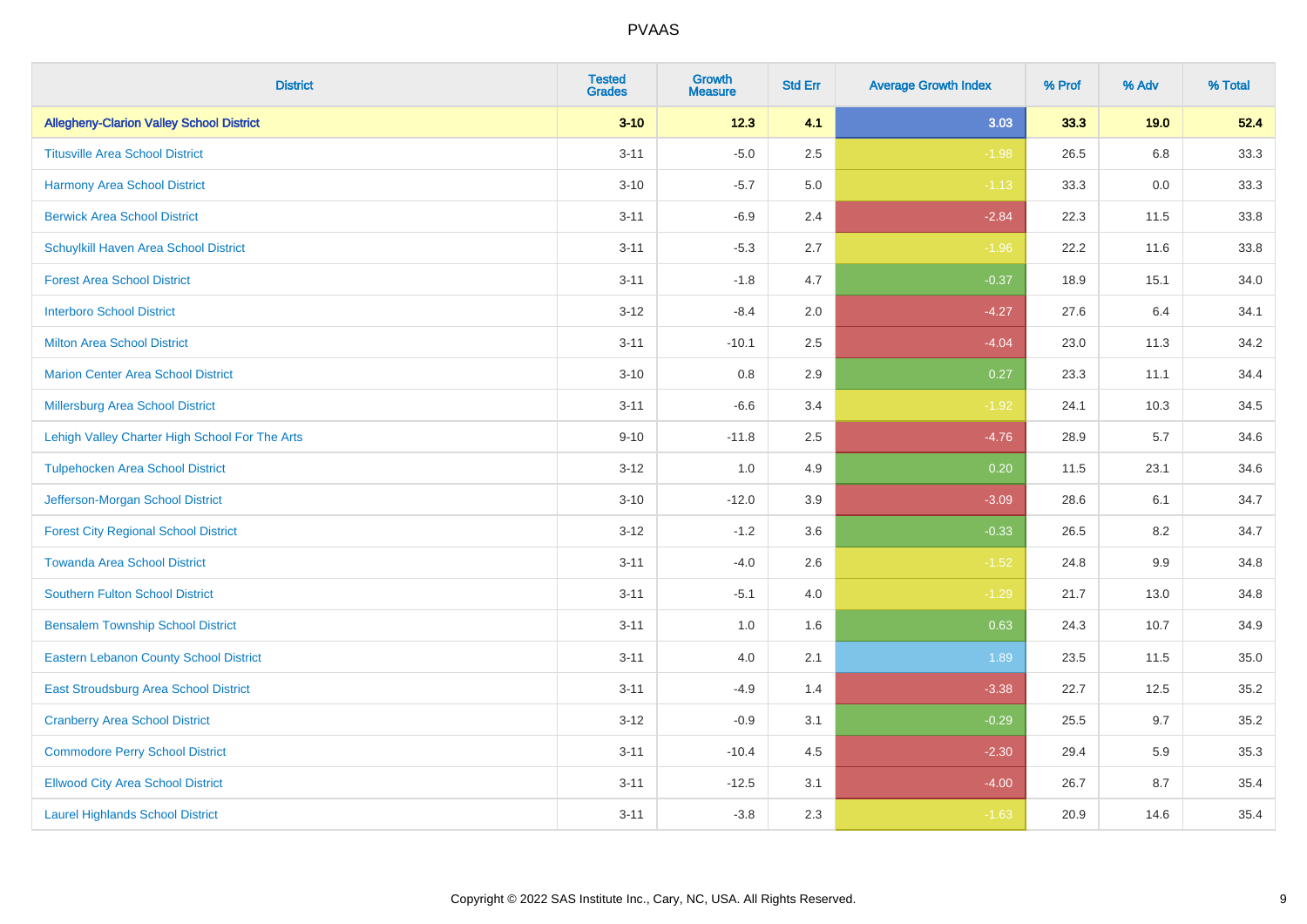# PVAAS

| District | Tested Grades | Growth Measure | Std Err | Average Growth Index | % Prof | % Adv | % Total |
|---|---|---|---|---|---|---|---|
| **Allegheny-Clarion Valley School District** | **3-10** | **12.3** | **4.1** | **3.03** | **33.3** | **19.0** | **52.4** |
| Titusville Area School District | 3-11 | -5.0 | 2.5 | -1.98 | 26.5 | 6.8 | 33.3 |
| Harmony Area School District | 3-10 | -5.7 | 5.0 | -1.13 | 33.3 | 0.0 | 33.3 |
| Berwick Area School District | 3-11 | -6.9 | 2.4 | -2.84 | 22.3 | 11.5 | 33.8 |
| Schuylkill Haven Area School District | 3-11 | -5.3 | 2.7 | -1.96 | 22.2 | 11.6 | 33.8 |
| Forest Area School District | 3-11 | -1.8 | 4.7 | -0.37 | 18.9 | 15.1 | 34.0 |
| Interboro School District | 3-12 | -8.4 | 2.0 | -4.27 | 27.6 | 6.4 | 34.1 |
| Milton Area School District | 3-11 | -10.1 | 2.5 | -4.04 | 23.0 | 11.3 | 34.2 |
| Marion Center Area School District | 3-10 | 0.8 | 2.9 | 0.27 | 23.3 | 11.1 | 34.4 |
| Millersburg Area School District | 3-11 | -6.6 | 3.4 | -1.92 | 24.1 | 10.3 | 34.5 |
| Lehigh Valley Charter High School For The Arts | 9-10 | -11.8 | 2.5 | -4.76 | 28.9 | 5.7 | 34.6 |
| Tulpehocken Area School District | 3-12 | 1.0 | 4.9 | 0.20 | 11.5 | 23.1 | 34.6 |
| Jefferson-Morgan School District | 3-10 | -12.0 | 3.9 | -3.09 | 28.6 | 6.1 | 34.7 |
| Forest City Regional School District | 3-12 | -1.2 | 3.6 | -0.33 | 26.5 | 8.2 | 34.7 |
| Towanda Area School District | 3-11 | -4.0 | 2.6 | -1.52 | 24.8 | 9.9 | 34.8 |
| Southern Fulton School District | 3-11 | -5.1 | 4.0 | -1.29 | 21.7 | 13.0 | 34.8 |
| Bensalem Township School District | 3-11 | 1.0 | 1.6 | 0.63 | 24.3 | 10.7 | 34.9 |
| Eastern Lebanon County School District | 3-11 | 4.0 | 2.1 | 1.89 | 23.5 | 11.5 | 35.0 |
| East Stroudsburg Area School District | 3-11 | -4.9 | 1.4 | -3.38 | 22.7 | 12.5 | 35.2 |
| Cranberry Area School District | 3-12 | -0.9 | 3.1 | -0.29 | 25.5 | 9.7 | 35.2 |
| Commodore Perry School District | 3-11 | -10.4 | 4.5 | -2.30 | 29.4 | 5.9 | 35.3 |
| Ellwood City Area School District | 3-11 | -12.5 | 3.1 | -4.00 | 26.7 | 8.7 | 35.4 |
| Laurel Highlands School District | 3-11 | -3.8 | 2.3 | -1.63 | 20.9 | 14.6 | 35.4 |

Copyright © 2022 SAS Institute Inc., Cary, NC, USA. All Rights Reserved.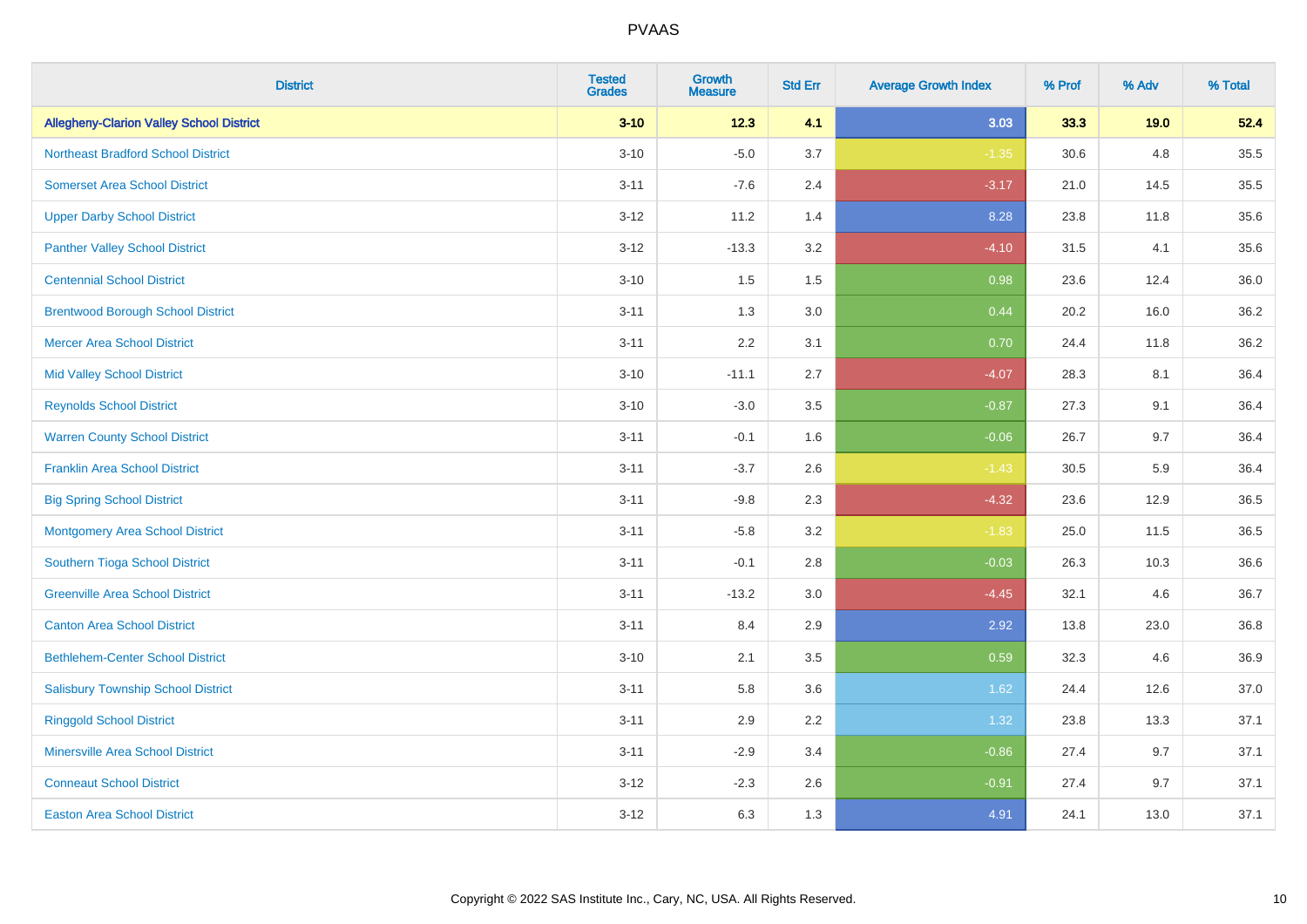| District | Tested Grades | Growth Measure | Std Err | Average Growth Index | % Prof | % Adv | % Total |
|---|---|---|---|---|---|---|---|
| **Allegheny-Clarion Valley School District** | **3-10** | **12.3** | **4.1** | **3.03** | **33.3** | **19.0** | **52.4** |
| Northeast Bradford School District | 3-10 | -5.0 | 3.7 | -1.35 | 30.6 | 4.8 | 35.5 |
| Somerset Area School District | 3-11 | -7.6 | 2.4 | -3.17 | 21.0 | 14.5 | 35.5 |
| Upper Darby School District | 3-12 | 11.2 | 1.4 | 8.28 | 23.8 | 11.8 | 35.6 |
| Panther Valley School District | 3-12 | -13.3 | 3.2 | -4.10 | 31.5 | 4.1 | 35.6 |
| Centennial School District | 3-10 | 1.5 | 1.5 | 0.98 | 23.6 | 12.4 | 36.0 |
| Brentwood Borough School District | 3-11 | 1.3 | 3.0 | 0.44 | 20.2 | 16.0 | 36.2 |
| Mercer Area School District | 3-11 | 2.2 | 3.1 | 0.70 | 24.4 | 11.8 | 36.2 |
| Mid Valley School District | 3-10 | -11.1 | 2.7 | -4.07 | 28.3 | 8.1 | 36.4 |
| Reynolds School District | 3-10 | -3.0 | 3.5 | -0.87 | 27.3 | 9.1 | 36.4 |
| Warren County School District | 3-11 | -0.1 | 1.6 | -0.06 | 26.7 | 9.7 | 36.4 |
| Franklin Area School District | 3-11 | -3.7 | 2.6 | -1.43 | 30.5 | 5.9 | 36.4 |
| Big Spring School District | 3-11 | -9.8 | 2.3 | -4.32 | 23.6 | 12.9 | 36.5 |
| Montgomery Area School District | 3-11 | -5.8 | 3.2 | -1.83 | 25.0 | 11.5 | 36.5 |
| Southern Tioga School District | 3-11 | -0.1 | 2.8 | -0.03 | 26.3 | 10.3 | 36.6 |
| Greenville Area School District | 3-11 | -13.2 | 3.0 | -4.45 | 32.1 | 4.6 | 36.7 |
| Canton Area School District | 3-11 | 8.4 | 2.9 | 2.92 | 13.8 | 23.0 | 36.8 |
| Bethlehem-Center School District | 3-10 | 2.1 | 3.5 | 0.59 | 32.3 | 4.6 | 36.9 |
| Salisbury Township School District | 3-11 | 5.8 | 3.6 | 1.62 | 24.4 | 12.6 | 37.0 |
| Ringgold School District | 3-11 | 2.9 | 2.2 | 1.32 | 23.8 | 13.3 | 37.1 |
| Minersville Area School District | 3-11 | -2.9 | 3.4 | -0.86 | 27.4 | 9.7 | 37.1 |
| Conneaut School District | 3-12 | -2.3 | 2.6 | -0.91 | 27.4 | 9.7 | 37.1 |
| Easton Area School District | 3-12 | 6.3 | 1.3 | 4.91 | 24.1 | 13.0 | 37.1 |

Copyright © 2022 SAS Institute Inc., Cary, NC, USA. All Rights Reserved.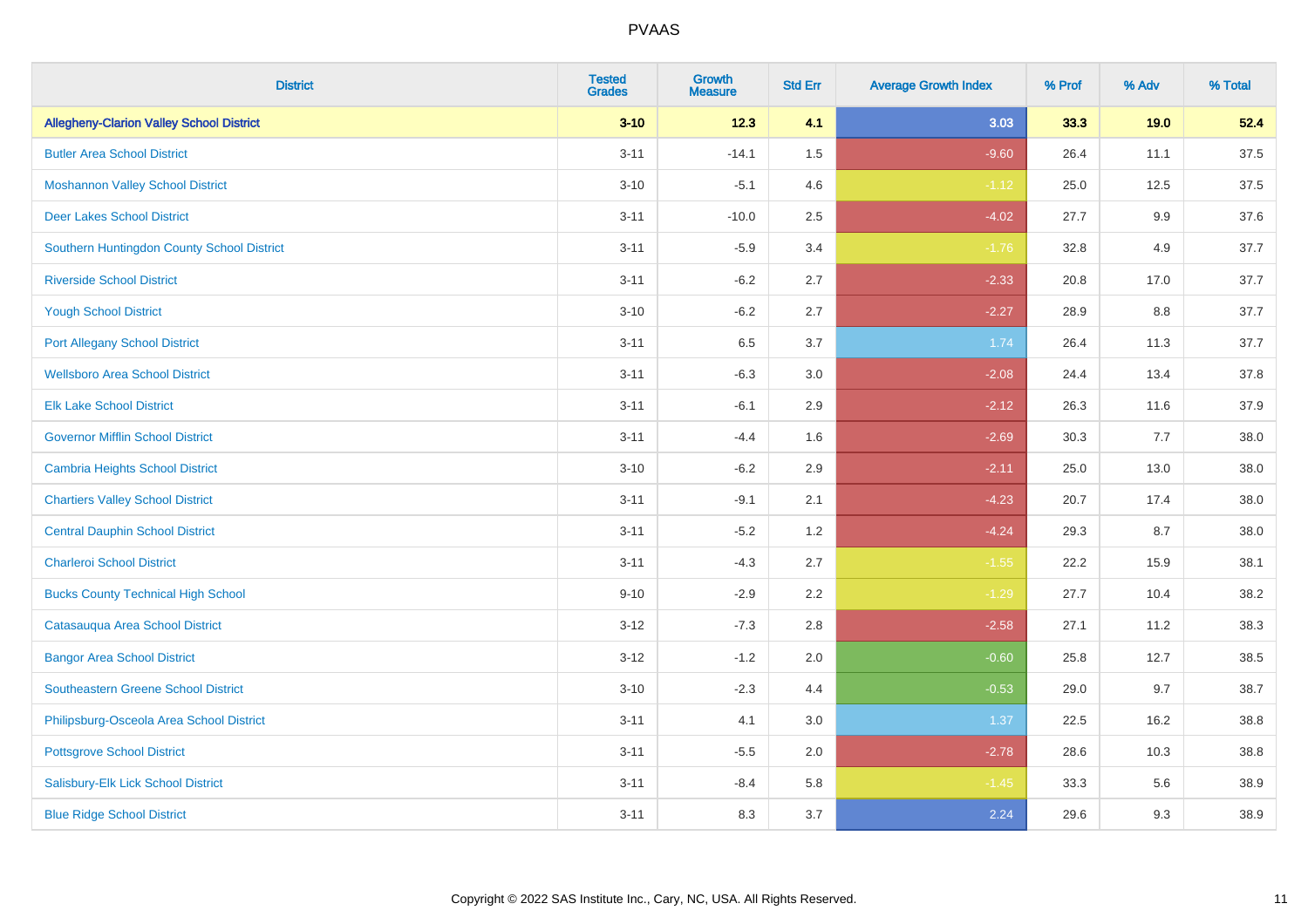# PVAAS

| District | Tested Grades | Growth Measure | Std Err | Average Growth Index | % Prof | % Adv | % Total |
|---|---|---|---|---|---|---|---|
| **Allegheny-Clarion Valley School District** | **3-10** | **12.3** | **4.1** | **3.03** | **33.3** | **19.0** | **52.4** |
| Butler Area School District | 3-11 | -14.1 | 1.5 | -9.60 | 26.4 | 11.1 | 37.5 |
| Moshannon Valley School District | 3-10 | -5.1 | 4.6 | -1.12 | 25.0 | 12.5 | 37.5 |
| Deer Lakes School District | 3-11 | -10.0 | 2.5 | -4.02 | 27.7 | 9.9 | 37.6 |
| Southern Huntingdon County School District | 3-11 | -5.9 | 3.4 | -1.76 | 32.8 | 4.9 | 37.7 |
| Riverside School District | 3-11 | -6.2 | 2.7 | -2.33 | 20.8 | 17.0 | 37.7 |
| Yough School District | 3-10 | -6.2 | 2.7 | -2.27 | 28.9 | 8.8 | 37.7 |
| Port Allegany School District | 3-11 | 6.5 | 3.7 | 1.74 | 26.4 | 11.3 | 37.7 |
| Wellsboro Area School District | 3-11 | -6.3 | 3.0 | -2.08 | 24.4 | 13.4 | 37.8 |
| Elk Lake School District | 3-11 | -6.1 | 2.9 | -2.12 | 26.3 | 11.6 | 37.9 |
| Governor Mifflin School District | 3-11 | -4.4 | 1.6 | -2.69 | 30.3 | 7.7 | 38.0 |
| Cambria Heights School District | 3-10 | -6.2 | 2.9 | -2.11 | 25.0 | 13.0 | 38.0 |
| Chartiers Valley School District | 3-11 | -9.1 | 2.1 | -4.23 | 20.7 | 17.4 | 38.0 |
| Central Dauphin School District | 3-11 | -5.2 | 1.2 | -4.24 | 29.3 | 8.7 | 38.0 |
| Charleroi School District | 3-11 | -4.3 | 2.7 | -1.55 | 22.2 | 15.9 | 38.1 |
| Bucks County Technical High School | 9-10 | -2.9 | 2.2 | -1.29 | 27.7 | 10.4 | 38.2 |
| Catasauqua Area School District | 3-12 | -7.3 | 2.8 | -2.58 | 27.1 | 11.2 | 38.3 |
| Bangor Area School District | 3-12 | -1.2 | 2.0 | -0.60 | 25.8 | 12.7 | 38.5 |
| Southeastern Greene School District | 3-10 | -2.3 | 4.4 | -0.53 | 29.0 | 9.7 | 38.7 |
| Philipsburg-Osceola Area School District | 3-11 | 4.1 | 3.0 | 1.37 | 22.5 | 16.2 | 38.8 |
| Pottsgrove School District | 3-11 | -5.5 | 2.0 | -2.78 | 28.6 | 10.3 | 38.8 |
| Salisbury-Elk Lick School District | 3-11 | -8.4 | 5.8 | -1.45 | 33.3 | 5.6 | 38.9 |
| Blue Ridge School District | 3-11 | 8.3 | 3.7 | 2.24 | 29.6 | 9.3 | 38.9 |

Copyright © 2022 SAS Institute Inc., Cary, NC, USA. All Rights Reserved.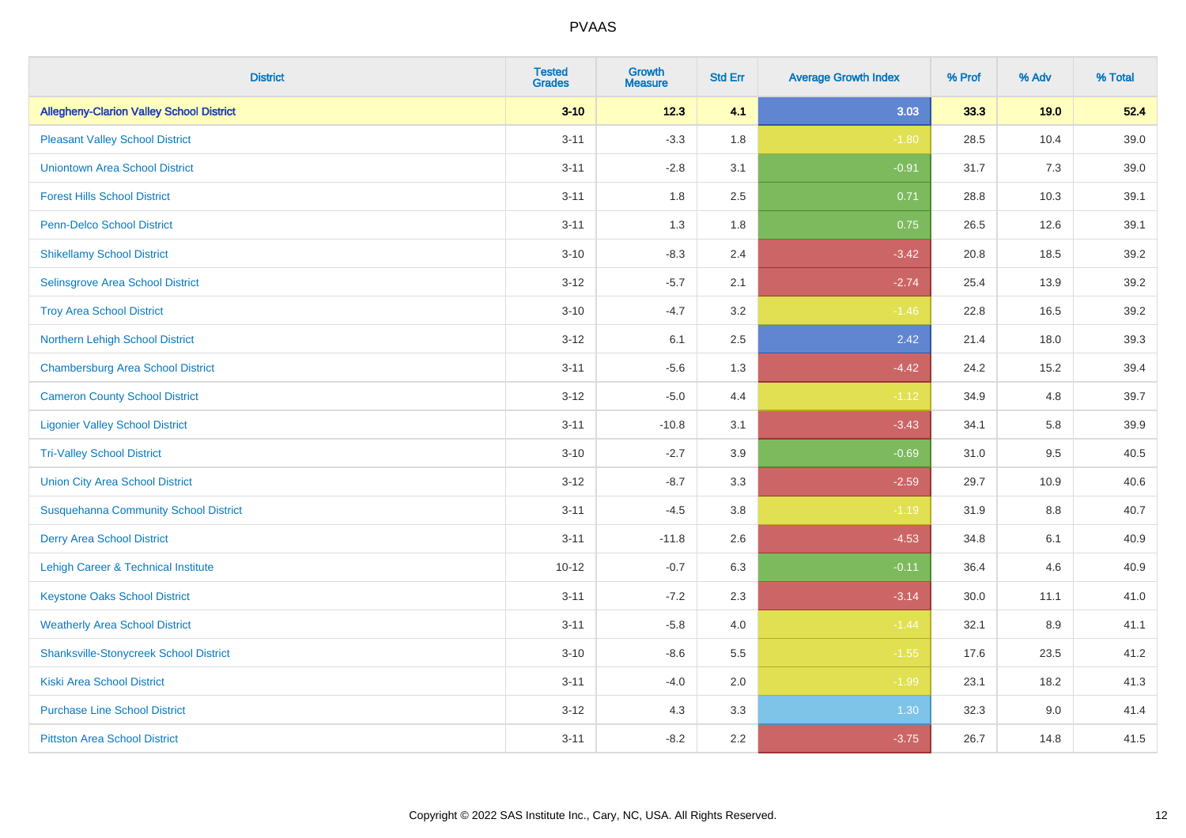# PVAAS

| District | Tested Grades | Growth Measure | Std Err | Average Growth Index | % Prof | % Adv | % Total |
|---|---|---|---|---|---|---|---|
| **Allegheny-Clarion Valley School District** | **3-10** | **12.3** | **4.1** | **3.03** | **33.3** | **19.0** | **52.4** |
| Pleasant Valley School District | 3-11 | -3.3 | 1.8 | -1.80 | 28.5 | 10.4 | 39.0 |
| Uniontown Area School District | 3-11 | -2.8 | 3.1 | -0.91 | 31.7 | 7.3 | 39.0 |
| Forest Hills School District | 3-11 | 1.8 | 2.5 | 0.71 | 28.8 | 10.3 | 39.1 |
| Penn-Delco School District | 3-11 | 1.3 | 1.8 | 0.75 | 26.5 | 12.6 | 39.1 |
| Shikellamy School District | 3-10 | -8.3 | 2.4 | -3.42 | 20.8 | 18.5 | 39.2 |
| Selinsgrove Area School District | 3-12 | -5.7 | 2.1 | -2.74 | 25.4 | 13.9 | 39.2 |
| Troy Area School District | 3-10 | -4.7 | 3.2 | -1.46 | 22.8 | 16.5 | 39.2 |
| Northern Lehigh School District | 3-12 | 6.1 | 2.5 | 2.42 | 21.4 | 18.0 | 39.3 |
| Chambersburg Area School District | 3-11 | -5.6 | 1.3 | -4.42 | 24.2 | 15.2 | 39.4 |
| Cameron County School District | 3-12 | -5.0 | 4.4 | -1.12 | 34.9 | 4.8 | 39.7 |
| Ligonier Valley School District | 3-11 | -10.8 | 3.1 | -3.43 | 34.1 | 5.8 | 39.9 |
| Tri-Valley School District | 3-10 | -2.7 | 3.9 | -0.69 | 31.0 | 9.5 | 40.5 |
| Union City Area School District | 3-12 | -8.7 | 3.3 | -2.59 | 29.7 | 10.9 | 40.6 |
| Susquehanna Community School District | 3-11 | -4.5 | 3.8 | -1.19 | 31.9 | 8.8 | 40.7 |
| Derry Area School District | 3-11 | -11.8 | 2.6 | -4.53 | 34.8 | 6.1 | 40.9 |
| Lehigh Career & Technical Institute | 10-12 | -0.7 | 6.3 | -0.11 | 36.4 | 4.6 | 40.9 |
| Keystone Oaks School District | 3-11 | -7.2 | 2.3 | -3.14 | 30.0 | 11.1 | 41.0 |
| Weatherly Area School District | 3-11 | -5.8 | 4.0 | -1.44 | 32.1 | 8.9 | 41.1 |
| Shanksville-Stonycreek School District | 3-10 | -8.6 | 5.5 | -1.55 | 17.6 | 23.5 | 41.2 |
| Kiski Area School District | 3-11 | -4.0 | 2.0 | -1.99 | 23.1 | 18.2 | 41.3 |
| Purchase Line School District | 3-12 | 4.3 | 3.3 | 1.30 | 32.3 | 9.0 | 41.4 |
| Pittston Area School District | 3-11 | -8.2 | 2.2 | -3.75 | 26.7 | 14.8 | 41.5 |

Copyright © 2022 SAS Institute Inc., Cary, NC, USA. All Rights Reserved.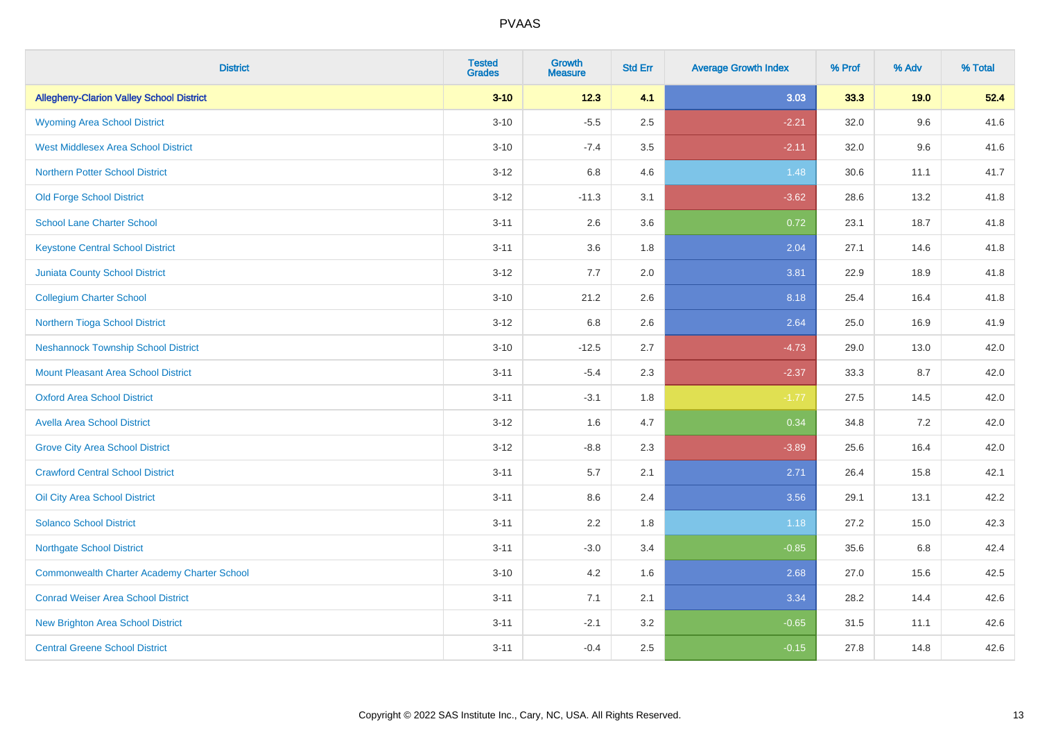# PVAAS

| District | Tested Grades | Growth Measure | Std Err | Average Growth Index | % Prof | % Adv | % Total |
|---|---|---|---|---|---|---|---|
| **Allegheny-Clarion Valley School District** | **3-10** | **12.3** | **4.1** | **3.03** | **33.3** | **19.0** | **52.4** |
| Wyoming Area School District | 3-10 | -5.5 | 2.5 | -2.21 | 32.0 | 9.6 | 41.6 |
| West Middlesex Area School District | 3-10 | -7.4 | 3.5 | -2.11 | 32.0 | 9.6 | 41.6 |
| Northern Potter School District | 3-12 | 6.8 | 4.6 | 1.48 | 30.6 | 11.1 | 41.7 |
| Old Forge School District | 3-12 | -11.3 | 3.1 | -3.62 | 28.6 | 13.2 | 41.8 |
| School Lane Charter School | 3-11 | 2.6 | 3.6 | 0.72 | 23.1 | 18.7 | 41.8 |
| Keystone Central School District | 3-11 | 3.6 | 1.8 | 2.04 | 27.1 | 14.6 | 41.8 |
| Juniata County School District | 3-12 | 7.7 | 2.0 | 3.81 | 22.9 | 18.9 | 41.8 |
| Collegium Charter School | 3-10 | 21.2 | 2.6 | 8.18 | 25.4 | 16.4 | 41.8 |
| Northern Tioga School District | 3-12 | 6.8 | 2.6 | 2.64 | 25.0 | 16.9 | 41.9 |
| Neshannock Township School District | 3-10 | -12.5 | 2.7 | -4.73 | 29.0 | 13.0 | 42.0 |
| Mount Pleasant Area School District | 3-11 | -5.4 | 2.3 | -2.37 | 33.3 | 8.7 | 42.0 |
| Oxford Area School District | 3-11 | -3.1 | 1.8 | -1.77 | 27.5 | 14.5 | 42.0 |
| Avella Area School District | 3-12 | 1.6 | 4.7 | 0.34 | 34.8 | 7.2 | 42.0 |
| Grove City Area School District | 3-12 | -8.8 | 2.3 | -3.89 | 25.6 | 16.4 | 42.0 |
| Crawford Central School District | 3-11 | 5.7 | 2.1 | 2.71 | 26.4 | 15.8 | 42.1 |
| Oil City Area School District | 3-11 | 8.6 | 2.4 | 3.56 | 29.1 | 13.1 | 42.2 |
| Solanco School District | 3-11 | 2.2 | 1.8 | 1.18 | 27.2 | 15.0 | 42.3 |
| Northgate School District | 3-11 | -3.0 | 3.4 | -0.85 | 35.6 | 6.8 | 42.4 |
| Commonwealth Charter Academy Charter School | 3-10 | 4.2 | 1.6 | 2.68 | 27.0 | 15.6 | 42.5 |
| Conrad Weiser Area School District | 3-11 | 7.1 | 2.1 | 3.34 | 28.2 | 14.4 | 42.6 |
| New Brighton Area School District | 3-11 | -2.1 | 3.2 | -0.65 | 31.5 | 11.1 | 42.6 |
| Central Greene School District | 3-11 | -0.4 | 2.5 | -0.15 | 27.8 | 14.8 | 42.6 |

Copyright © 2022 SAS Institute Inc., Cary, NC, USA. All Rights Reserved.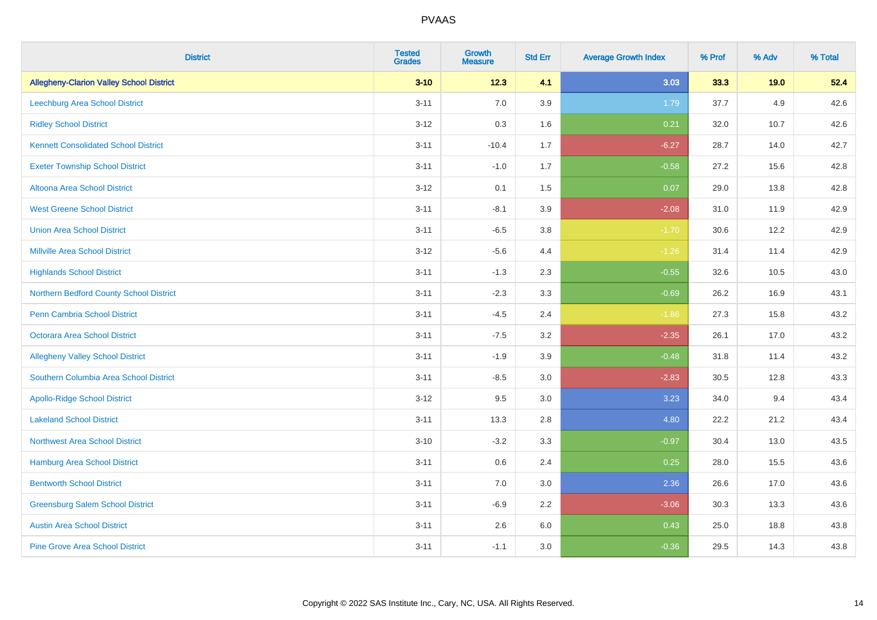# PVAAS

| District | Tested Grades | Growth Measure | Std Err | Average Growth Index | % Prof | % Adv | % Total |
|---|---|---|---|---|---|---|---|
| **Allegheny-Clarion Valley School District** | **3-10** | **12.3** | **4.1** | **3.03** | **33.3** | **19.0** | **52.4** |
| Leechburg Area School District | 3-11 | 7.0 | 3.9 | 1.79 | 37.7 | 4.9 | 42.6 |
| Ridley School District | 3-12 | 0.3 | 1.6 | 0.21 | 32.0 | 10.7 | 42.6 |
| Kennett Consolidated School District | 3-11 | -10.4 | 1.7 | -6.27 | 28.7 | 14.0 | 42.7 |
| Exeter Township School District | 3-11 | -1.0 | 1.7 | -0.58 | 27.2 | 15.6 | 42.8 |
| Altoona Area School District | 3-12 | 0.1 | 1.5 | 0.07 | 29.0 | 13.8 | 42.8 |
| West Greene School District | 3-11 | -8.1 | 3.9 | -2.08 | 31.0 | 11.9 | 42.9 |
| Union Area School District | 3-11 | -6.5 | 3.8 | -1.70 | 30.6 | 12.2 | 42.9 |
| Millville Area School District | 3-12 | -5.6 | 4.4 | -1.26 | 31.4 | 11.4 | 42.9 |
| Highlands School District | 3-11 | -1.3 | 2.3 | -0.55 | 32.6 | 10.5 | 43.0 |
| Northern Bedford County School District | 3-11 | -2.3 | 3.3 | -0.69 | 26.2 | 16.9 | 43.1 |
| Penn Cambria School District | 3-11 | -4.5 | 2.4 | -1.86 | 27.3 | 15.8 | 43.2 |
| Octorara Area School District | 3-11 | -7.5 | 3.2 | -2.35 | 26.1 | 17.0 | 43.2 |
| Allegheny Valley School District | 3-11 | -1.9 | 3.9 | -0.48 | 31.8 | 11.4 | 43.2 |
| Southern Columbia Area School District | 3-11 | -8.5 | 3.0 | -2.83 | 30.5 | 12.8 | 43.3 |
| Apollo-Ridge School District | 3-12 | 9.5 | 3.0 | 3.23 | 34.0 | 9.4 | 43.4 |
| Lakeland School District | 3-11 | 13.3 | 2.8 | 4.80 | 22.2 | 21.2 | 43.4 |
| Northwest Area School District | 3-10 | -3.2 | 3.3 | -0.97 | 30.4 | 13.0 | 43.5 |
| Hamburg Area School District | 3-11 | 0.6 | 2.4 | 0.25 | 28.0 | 15.5 | 43.6 |
| Bentworth School District | 3-11 | 7.0 | 3.0 | 2.36 | 26.6 | 17.0 | 43.6 |
| Greensburg Salem School District | 3-11 | -6.9 | 2.2 | -3.06 | 30.3 | 13.3 | 43.6 |
| Austin Area School District | 3-11 | 2.6 | 6.0 | 0.43 | 25.0 | 18.8 | 43.8 |
| Pine Grove Area School District | 3-11 | -1.1 | 3.0 | -0.36 | 29.5 | 14.3 | 43.8 |

Copyright © 2022 SAS Institute Inc., Cary, NC, USA. All Rights Reserved.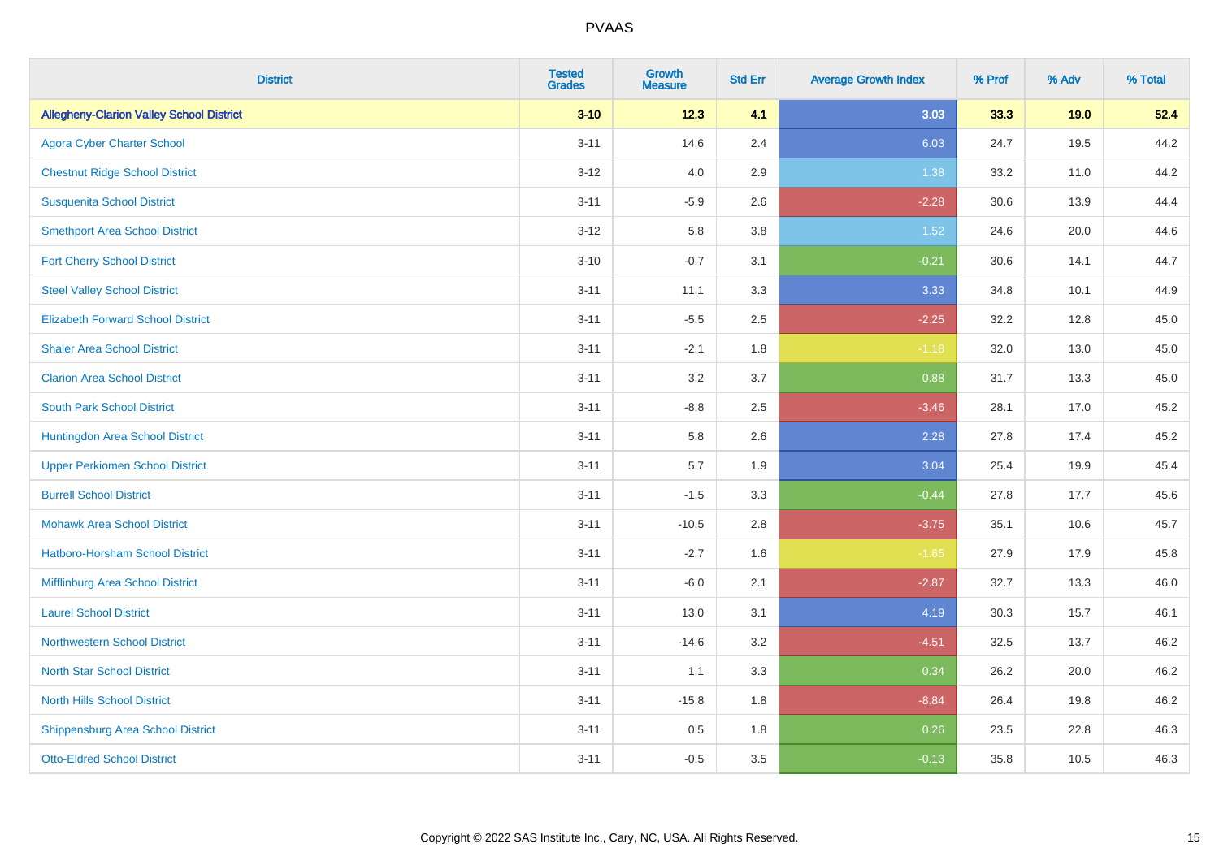# PVAAS

| District | Tested Grades | Growth Measure | Std Err | Average Growth Index | % Prof | % Adv | % Total |
|---|---|---|---|---|---|---|---|
| **Allegheny-Clarion Valley School District** | **3-10** | **12.3** | **4.1** | **3.03** | **33.3** | **19.0** | **52.4** |
| Agora Cyber Charter School | 3-11 | 14.6 | 2.4 | 6.03 | 24.7 | 19.5 | 44.2 |
| Chestnut Ridge School District | 3-12 | 4.0 | 2.9 | 1.38 | 33.2 | 11.0 | 44.2 |
| Susquenita School District | 3-11 | -5.9 | 2.6 | -2.28 | 30.6 | 13.9 | 44.4 |
| Smethport Area School District | 3-12 | 5.8 | 3.8 | 1.52 | 24.6 | 20.0 | 44.6 |
| Fort Cherry School District | 3-10 | -0.7 | 3.1 | -0.21 | 30.6 | 14.1 | 44.7 |
| Steel Valley School District | 3-11 | 11.1 | 3.3 | 3.33 | 34.8 | 10.1 | 44.9 |
| Elizabeth Forward School District | 3-11 | -5.5 | 2.5 | -2.25 | 32.2 | 12.8 | 45.0 |
| Shaler Area School District | 3-11 | -2.1 | 1.8 | -1.18 | 32.0 | 13.0 | 45.0 |
| Clarion Area School District | 3-11 | 3.2 | 3.7 | 0.88 | 31.7 | 13.3 | 45.0 |
| South Park School District | 3-11 | -8.8 | 2.5 | -3.46 | 28.1 | 17.0 | 45.2 |
| Huntingdon Area School District | 3-11 | 5.8 | 2.6 | 2.28 | 27.8 | 17.4 | 45.2 |
| Upper Perkiomen School District | 3-11 | 5.7 | 1.9 | 3.04 | 25.4 | 19.9 | 45.4 |
| Burrell School District | 3-11 | -1.5 | 3.3 | -0.44 | 27.8 | 17.7 | 45.6 |
| Mohawk Area School District | 3-11 | -10.5 | 2.8 | -3.75 | 35.1 | 10.6 | 45.7 |
| Hatboro-Horsham School District | 3-11 | -2.7 | 1.6 | -1.65 | 27.9 | 17.9 | 45.8 |
| Mifflinburg Area School District | 3-11 | -6.0 | 2.1 | -2.87 | 32.7 | 13.3 | 46.0 |
| Laurel School District | 3-11 | 13.0 | 3.1 | 4.19 | 30.3 | 15.7 | 46.1 |
| Northwestern School District | 3-11 | -14.6 | 3.2 | -4.51 | 32.5 | 13.7 | 46.2 |
| North Star School District | 3-11 | 1.1 | 3.3 | 0.34 | 26.2 | 20.0 | 46.2 |
| North Hills School District | 3-11 | -15.8 | 1.8 | -8.84 | 26.4 | 19.8 | 46.2 |
| Shippensburg Area School District | 3-11 | 0.5 | 1.8 | 0.26 | 23.5 | 22.8 | 46.3 |
| Otto-Eldred School District | 3-11 | -0.5 | 3.5 | -0.13 | 35.8 | 10.5 | 46.3 |

Copyright © 2022 SAS Institute Inc., Cary, NC, USA. All Rights Reserved.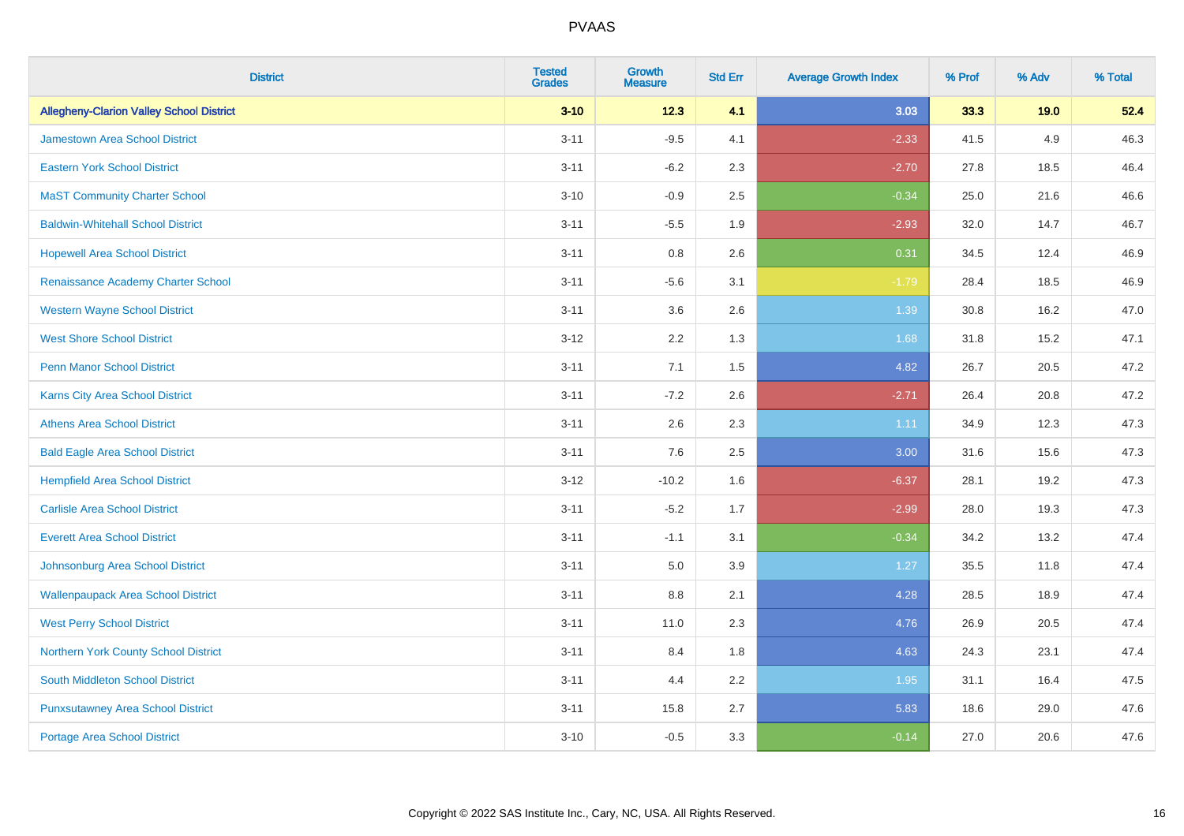# PVAAS

| District | Tested Grades | Growth Measure | Std Err | Average Growth Index | % Prof | % Adv | % Total |
|---|---|---|---|---|---|---|---|
| **Allegheny-Clarion Valley School District** | **3-10** | **12.3** | **4.1** | **3.03** | **33.3** | **19.0** | **52.4** |
| Jamestown Area School District | 3-11 | -9.5 | 4.1 | -2.33 | 41.5 | 4.9 | 46.3 |
| Eastern York School District | 3-11 | -6.2 | 2.3 | -2.70 | 27.8 | 18.5 | 46.4 |
| MaST Community Charter School | 3-10 | -0.9 | 2.5 | -0.34 | 25.0 | 21.6 | 46.6 |
| Baldwin-Whitehall School District | 3-11 | -5.5 | 1.9 | -2.93 | 32.0 | 14.7 | 46.7 |
| Hopewell Area School District | 3-11 | 0.8 | 2.6 | 0.31 | 34.5 | 12.4 | 46.9 |
| Renaissance Academy Charter School | 3-11 | -5.6 | 3.1 | -1.79 | 28.4 | 18.5 | 46.9 |
| Western Wayne School District | 3-11 | 3.6 | 2.6 | 1.39 | 30.8 | 16.2 | 47.0 |
| West Shore School District | 3-12 | 2.2 | 1.3 | 1.68 | 31.8 | 15.2 | 47.1 |
| Penn Manor School District | 3-11 | 7.1 | 1.5 | 4.82 | 26.7 | 20.5 | 47.2 |
| Karns City Area School District | 3-11 | -7.2 | 2.6 | -2.71 | 26.4 | 20.8 | 47.2 |
| Athens Area School District | 3-11 | 2.6 | 2.3 | 1.11 | 34.9 | 12.3 | 47.3 |
| Bald Eagle Area School District | 3-11 | 7.6 | 2.5 | 3.00 | 31.6 | 15.6 | 47.3 |
| Hempfield Area School District | 3-12 | -10.2 | 1.6 | -6.37 | 28.1 | 19.2 | 47.3 |
| Carlisle Area School District | 3-11 | -5.2 | 1.7 | -2.99 | 28.0 | 19.3 | 47.3 |
| Everett Area School District | 3-11 | -1.1 | 3.1 | -0.34 | 34.2 | 13.2 | 47.4 |
| Johnsonburg Area School District | 3-11 | 5.0 | 3.9 | 1.27 | 35.5 | 11.8 | 47.4 |
| Wallenpaupack Area School District | 3-11 | 8.8 | 2.1 | 4.28 | 28.5 | 18.9 | 47.4 |
| West Perry School District | 3-11 | 11.0 | 2.3 | 4.76 | 26.9 | 20.5 | 47.4 |
| Northern York County School District | 3-11 | 8.4 | 1.8 | 4.63 | 24.3 | 23.1 | 47.4 |
| South Middleton School District | 3-11 | 4.4 | 2.2 | 1.95 | 31.1 | 16.4 | 47.5 |
| Punxsutawney Area School District | 3-11 | 15.8 | 2.7 | 5.83 | 18.6 | 29.0 | 47.6 |
| Portage Area School District | 3-10 | -0.5 | 3.3 | -0.14 | 27.0 | 20.6 | 47.6 |

Copyright © 2022 SAS Institute Inc., Cary, NC, USA. All Rights Reserved.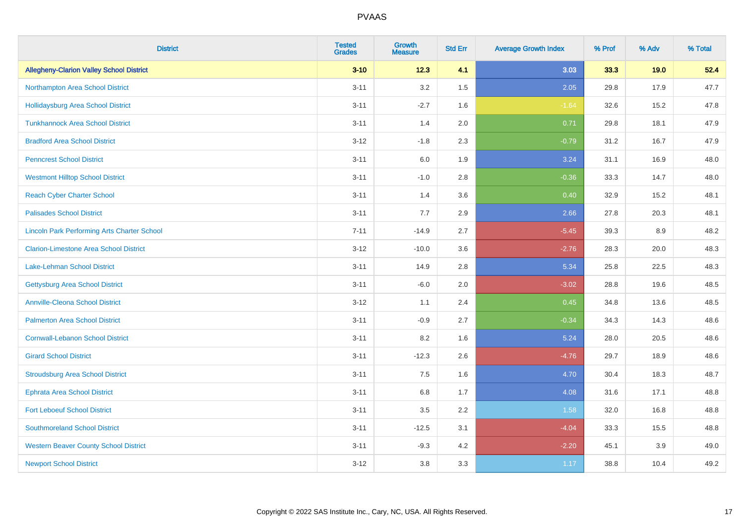# PVAAS

| District | Tested Grades | Growth Measure | Std Err | Average Growth Index | % Prof | % Adv | % Total |
|---|---|---|---|---|---|---|---|
| **Allegheny-Clarion Valley School District** | **3-10** | **12.3** | **4.1** | **3.03** | **33.3** | **19.0** | **52.4** |
| Northampton Area School District | 3-11 | 3.2 | 1.5 | 2.05 | 29.8 | 17.9 | 47.7 |
| Hollidaysburg Area School District | 3-11 | -2.7 | 1.6 | -1.64 | 32.6 | 15.2 | 47.8 |
| Tunkhannock Area School District | 3-11 | 1.4 | 2.0 | 0.71 | 29.8 | 18.1 | 47.9 |
| Bradford Area School District | 3-12 | -1.8 | 2.3 | -0.79 | 31.2 | 16.7 | 47.9 |
| Penncrest School District | 3-11 | 6.0 | 1.9 | 3.24 | 31.1 | 16.9 | 48.0 |
| Westmont Hilltop School District | 3-11 | -1.0 | 2.8 | -0.36 | 33.3 | 14.7 | 48.0 |
| Reach Cyber Charter School | 3-11 | 1.4 | 3.6 | 0.40 | 32.9 | 15.2 | 48.1 |
| Palisades School District | 3-11 | 7.7 | 2.9 | 2.66 | 27.8 | 20.3 | 48.1 |
| Lincoln Park Performing Arts Charter School | 7-11 | -14.9 | 2.7 | -5.45 | 39.3 | 8.9 | 48.2 |
| Clarion-Limestone Area School District | 3-12 | -10.0 | 3.6 | -2.76 | 28.3 | 20.0 | 48.3 |
| Lake-Lehman School District | 3-11 | 14.9 | 2.8 | 5.34 | 25.8 | 22.5 | 48.3 |
| Gettysburg Area School District | 3-11 | -6.0 | 2.0 | -3.02 | 28.8 | 19.6 | 48.5 |
| Annville-Cleona School District | 3-12 | 1.1 | 2.4 | 0.45 | 34.8 | 13.6 | 48.5 |
| Palmerton Area School District | 3-11 | -0.9 | 2.7 | -0.34 | 34.3 | 14.3 | 48.6 |
| Cornwall-Lebanon School District | 3-11 | 8.2 | 1.6 | 5.24 | 28.0 | 20.5 | 48.6 |
| Girard School District | 3-11 | -12.3 | 2.6 | -4.76 | 29.7 | 18.9 | 48.6 |
| Stroudsburg Area School District | 3-11 | 7.5 | 1.6 | 4.70 | 30.4 | 18.3 | 48.7 |
| Ephrata Area School District | 3-11 | 6.8 | 1.7 | 4.08 | 31.6 | 17.1 | 48.8 |
| Fort Leboeuf School District | 3-11 | 3.5 | 2.2 | 1.58 | 32.0 | 16.8 | 48.8 |
| Southmoreland School District | 3-11 | -12.5 | 3.1 | -4.04 | 33.3 | 15.5 | 48.8 |
| Western Beaver County School District | 3-11 | -9.3 | 4.2 | -2.20 | 45.1 | 3.9 | 49.0 |
| Newport School District | 3-12 | 3.8 | 3.3 | 1.17 | 38.8 | 10.4 | 49.2 |

Copyright © 2022 SAS Institute Inc., Cary, NC, USA. All Rights Reserved.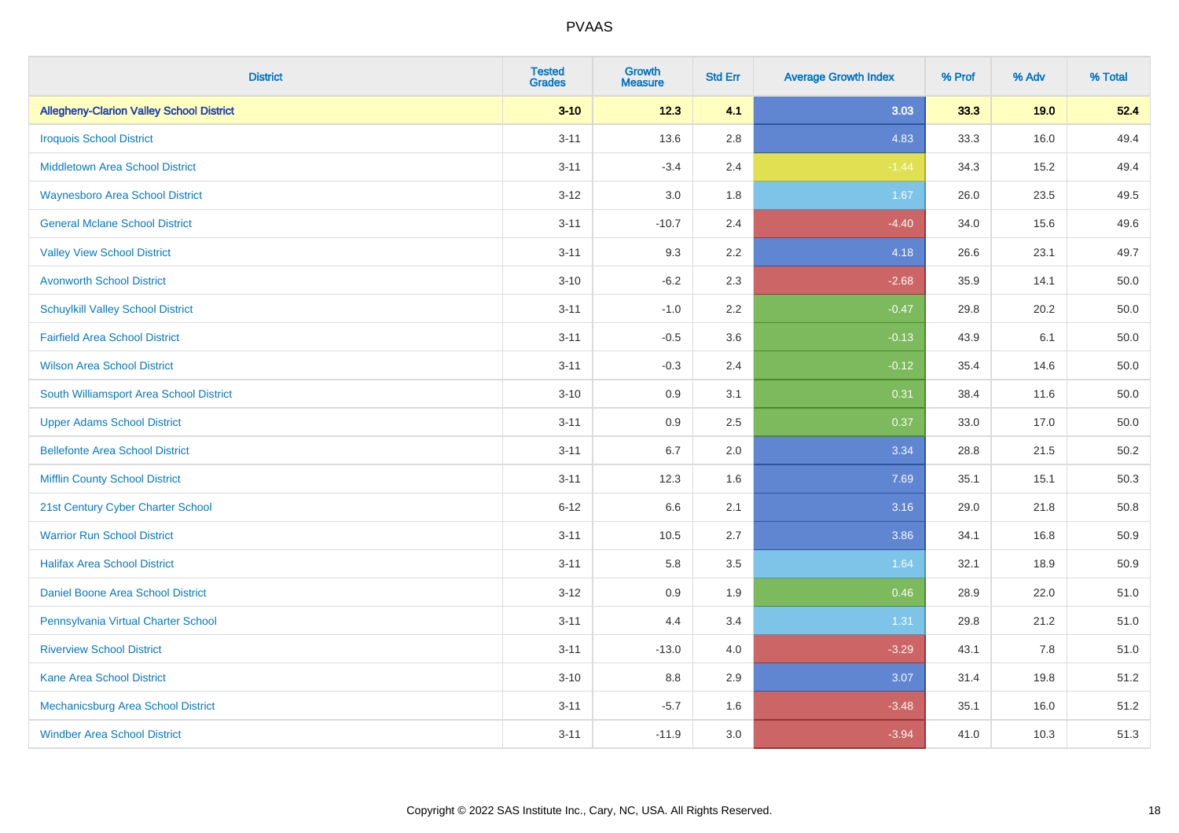| District | Tested Grades | Growth Measure | Std Err | Average Growth Index | % Prof | % Adv | % Total |
|---|---|---|---|---|---|---|---|
| **Allegheny-Clarion Valley School District** | **3-10** | **12.3** | **4.1** | **3.03** | **33.3** | **19.0** | **52.4** |
| Iroquois School District | 3-11 | 13.6 | 2.8 | 4.83 | 33.3 | 16.0 | 49.4 |
| Middletown Area School District | 3-11 | -3.4 | 2.4 | -1.44 | 34.3 | 15.2 | 49.4 |
| Waynesboro Area School District | 3-12 | 3.0 | 1.8 | 1.67 | 26.0 | 23.5 | 49.5 |
| General Mclane School District | 3-11 | -10.7 | 2.4 | -4.40 | 34.0 | 15.6 | 49.6 |
| Valley View School District | 3-11 | 9.3 | 2.2 | 4.18 | 26.6 | 23.1 | 49.7 |
| Avonworth School District | 3-10 | -6.2 | 2.3 | -2.68 | 35.9 | 14.1 | 50.0 |
| Schuylkill Valley School District | 3-11 | -1.0 | 2.2 | -0.47 | 29.8 | 20.2 | 50.0 |
| Fairfield Area School District | 3-11 | -0.5 | 3.6 | -0.13 | 43.9 | 6.1 | 50.0 |
| Wilson Area School District | 3-11 | -0.3 | 2.4 | -0.12 | 35.4 | 14.6 | 50.0 |
| South Williamsport Area School District | 3-10 | 0.9 | 3.1 | 0.31 | 38.4 | 11.6 | 50.0 |
| Upper Adams School District | 3-11 | 0.9 | 2.5 | 0.37 | 33.0 | 17.0 | 50.0 |
| Bellefonte Area School District | 3-11 | 6.7 | 2.0 | 3.34 | 28.8 | 21.5 | 50.2 |
| Mifflin County School District | 3-11 | 12.3 | 1.6 | 7.69 | 35.1 | 15.1 | 50.3 |
| 21st Century Cyber Charter School | 6-12 | 6.6 | 2.1 | 3.16 | 29.0 | 21.8 | 50.8 |
| Warrior Run School District | 3-11 | 10.5 | 2.7 | 3.86 | 34.1 | 16.8 | 50.9 |
| Halifax Area School District | 3-11 | 5.8 | 3.5 | 1.64 | 32.1 | 18.9 | 50.9 |
| Daniel Boone Area School District | 3-12 | 0.9 | 1.9 | 0.46 | 28.9 | 22.0 | 51.0 |
| Pennsylvania Virtual Charter School | 3-11 | 4.4 | 3.4 | 1.31 | 29.8 | 21.2 | 51.0 |
| Riverview School District | 3-11 | -13.0 | 4.0 | -3.29 | 43.1 | 7.8 | 51.0 |
| Kane Area School District | 3-10 | 8.8 | 2.9 | 3.07 | 31.4 | 19.8 | 51.2 |
| Mechanicsburg Area School District | 3-11 | -5.7 | 1.6 | -3.48 | 35.1 | 16.0 | 51.2 |
| Windber Area School District | 3-11 | -11.9 | 3.0 | -3.94 | 41.0 | 10.3 | 51.3 |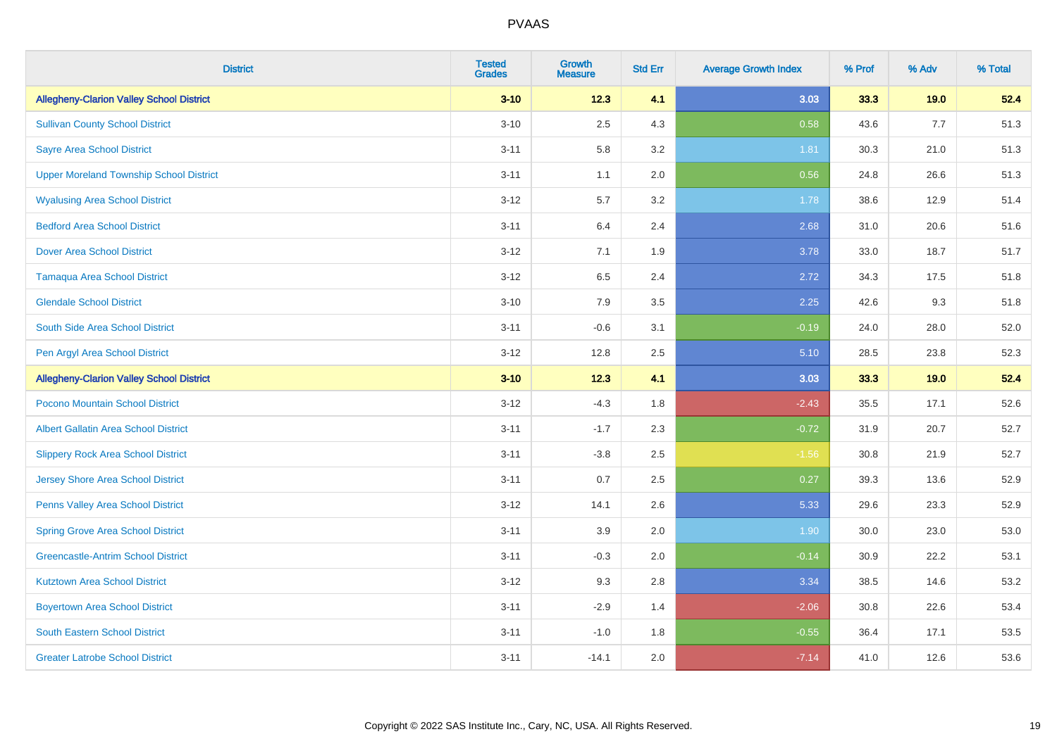PVAAS

| District | Tested Grades | Growth Measure | Std Err | Average Growth Index | % Prof | % Adv | % Total |
|---|---|---|---|---|---|---|---|
| **Allegheny-Clarion Valley School District** | **3-10** | **12.3** | **4.1** | **3.03** | **33.3** | **19.0** | **52.4** |
| Sullivan County School District | 3-10 | 2.5 | 4.3 | 0.58 | 43.6 | 7.7 | 51.3 |
| Sayre Area School District | 3-11 | 5.8 | 3.2 | 1.81 | 30.3 | 21.0 | 51.3 |
| Upper Moreland Township School District | 3-11 | 1.1 | 2.0 | 0.56 | 24.8 | 26.6 | 51.3 |
| Wyalusing Area School District | 3-12 | 5.7 | 3.2 | 1.78 | 38.6 | 12.9 | 51.4 |
| Bedford Area School District | 3-11 | 6.4 | 2.4 | 2.68 | 31.0 | 20.6 | 51.6 |
| Dover Area School District | 3-12 | 7.1 | 1.9 | 3.78 | 33.0 | 18.7 | 51.7 |
| Tamaqua Area School District | 3-12 | 6.5 | 2.4 | 2.72 | 34.3 | 17.5 | 51.8 |
| Glendale School District | 3-10 | 7.9 | 3.5 | 2.25 | 42.6 | 9.3 | 51.8 |
| South Side Area School District | 3-11 | -0.6 | 3.1 | -0.19 | 24.0 | 28.0 | 52.0 |
| Pen Argyl Area School District | 3-12 | 12.8 | 2.5 | 5.10 | 28.5 | 23.8 | 52.3 |
| **Allegheny-Clarion Valley School District** | **3-10** | **12.3** | **4.1** | **3.03** | **33.3** | **19.0** | **52.4** |
| Pocono Mountain School District | 3-12 | -4.3 | 1.8 | -2.43 | 35.5 | 17.1 | 52.6 |
| Albert Gallatin Area School District | 3-11 | -1.7 | 2.3 | -0.72 | 31.9 | 20.7 | 52.7 |
| Slippery Rock Area School District | 3-11 | -3.8 | 2.5 | -1.56 | 30.8 | 21.9 | 52.7 |
| Jersey Shore Area School District | 3-11 | 0.7 | 2.5 | 0.27 | 39.3 | 13.6 | 52.9 |
| Penns Valley Area School District | 3-12 | 14.1 | 2.6 | 5.33 | 29.6 | 23.3 | 52.9 |
| Spring Grove Area School District | 3-11 | 3.9 | 2.0 | 1.90 | 30.0 | 23.0 | 53.0 |
| Greencastle-Antrim School District | 3-11 | -0.3 | 2.0 | -0.14 | 30.9 | 22.2 | 53.1 |
| Kutztown Area School District | 3-12 | 9.3 | 2.8 | 3.34 | 38.5 | 14.6 | 53.2 |
| Boyertown Area School District | 3-11 | -2.9 | 1.4 | -2.06 | 30.8 | 22.6 | 53.4 |
| South Eastern School District | 3-11 | -1.0 | 1.8 | -0.55 | 36.4 | 17.1 | 53.5 |
| Greater Latrobe School District | 3-11 | -14.1 | 2.0 | -7.14 | 41.0 | 12.6 | 53.6 |

Copyright © 2022 SAS Institute Inc., Cary, NC, USA. All Rights Reserved.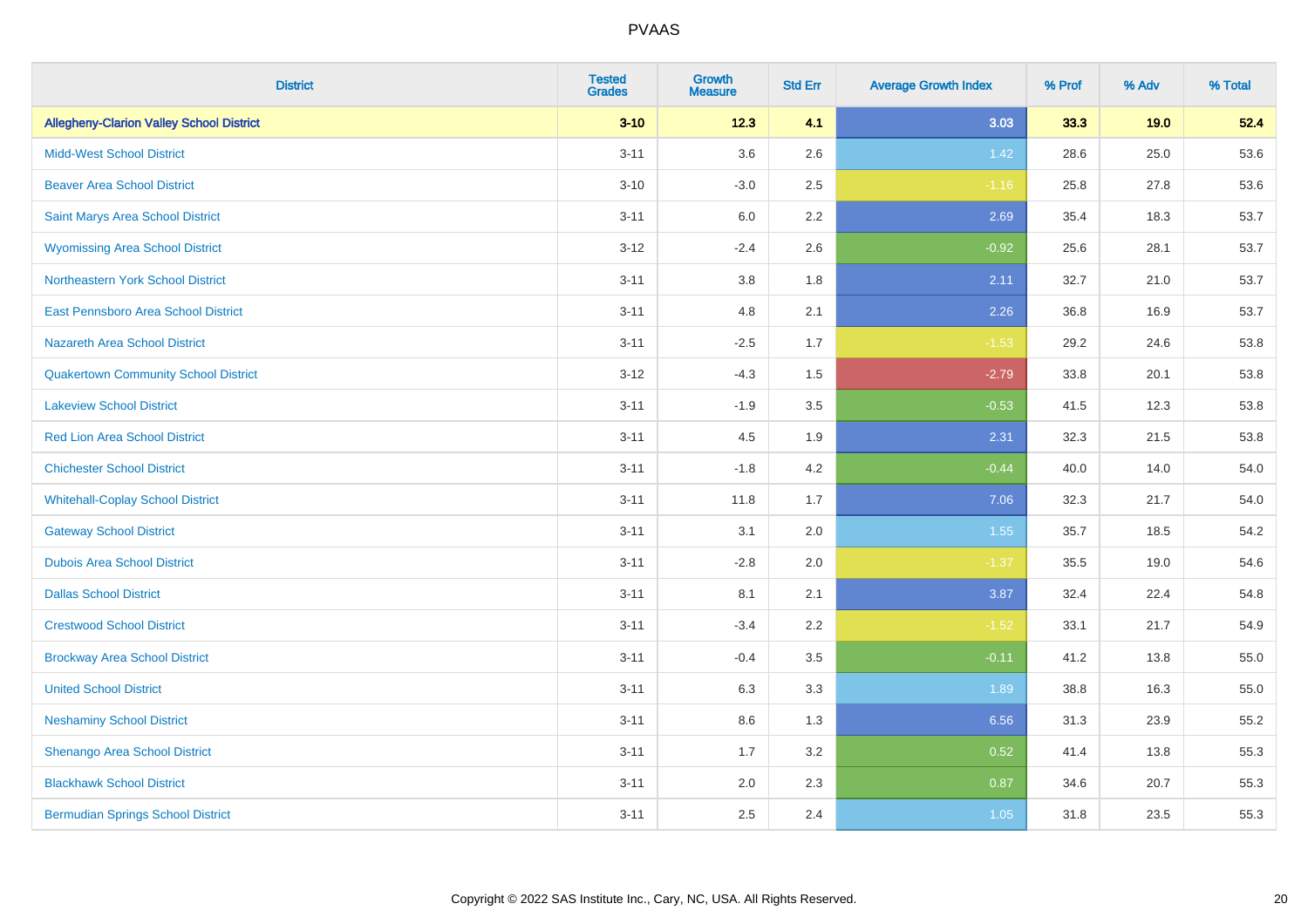PVAAS

| District | Tested Grades | Growth Measure | Std Err | Average Growth Index | % Prof | % Adv | % Total |
|---|---|---|---|---|---|---|---|
| **Allegheny-Clarion Valley School District** | **3-10** | **12.3** | **4.1** | **3.03** | **33.3** | **19.0** | **52.4** |
| Midd-West School District | 3-11 | 3.6 | 2.6 | 1.42 | 28.6 | 25.0 | 53.6 |
| Beaver Area School District | 3-10 | -3.0 | 2.5 | -1.16 | 25.8 | 27.8 | 53.6 |
| Saint Marys Area School District | 3-11 | 6.0 | 2.2 | 2.69 | 35.4 | 18.3 | 53.7 |
| Wyomissing Area School District | 3-12 | -2.4 | 2.6 | -0.92 | 25.6 | 28.1 | 53.7 |
| Northeastern York School District | 3-11 | 3.8 | 1.8 | 2.11 | 32.7 | 21.0 | 53.7 |
| East Pennsboro Area School District | 3-11 | 4.8 | 2.1 | 2.26 | 36.8 | 16.9 | 53.7 |
| Nazareth Area School District | 3-11 | -2.5 | 1.7 | -1.53 | 29.2 | 24.6 | 53.8 |
| Quakertown Community School District | 3-12 | -4.3 | 1.5 | -2.79 | 33.8 | 20.1 | 53.8 |
| Lakeview School District | 3-11 | -1.9 | 3.5 | -0.53 | 41.5 | 12.3 | 53.8 |
| Red Lion Area School District | 3-11 | 4.5 | 1.9 | 2.31 | 32.3 | 21.5 | 53.8 |
| Chichester School District | 3-11 | -1.8 | 4.2 | -0.44 | 40.0 | 14.0 | 54.0 |
| Whitehall-Coplay School District | 3-11 | 11.8 | 1.7 | 7.06 | 32.3 | 21.7 | 54.0 |
| Gateway School District | 3-11 | 3.1 | 2.0 | 1.55 | 35.7 | 18.5 | 54.2 |
| Dubois Area School District | 3-11 | -2.8 | 2.0 | -1.37 | 35.5 | 19.0 | 54.6 |
| Dallas School District | 3-11 | 8.1 | 2.1 | 3.87 | 32.4 | 22.4 | 54.8 |
| Crestwood School District | 3-11 | -3.4 | 2.2 | -1.52 | 33.1 | 21.7 | 54.9 |
| Brockway Area School District | 3-11 | -0.4 | 3.5 | -0.11 | 41.2 | 13.8 | 55.0 |
| United School District | 3-11 | 6.3 | 3.3 | 1.89 | 38.8 | 16.3 | 55.0 |
| Neshaminy School District | 3-11 | 8.6 | 1.3 | 6.56 | 31.3 | 23.9 | 55.2 |
| Shenango Area School District | 3-11 | 1.7 | 3.2 | 0.52 | 41.4 | 13.8 | 55.3 |
| Blackhawk School District | 3-11 | 2.0 | 2.3 | 0.87 | 34.6 | 20.7 | 55.3 |
| Bermudian Springs School District | 3-11 | 2.5 | 2.4 | 1.05 | 31.8 | 23.5 | 55.3 |

Copyright © 2022 SAS Institute Inc., Cary, NC, USA. All Rights Reserved.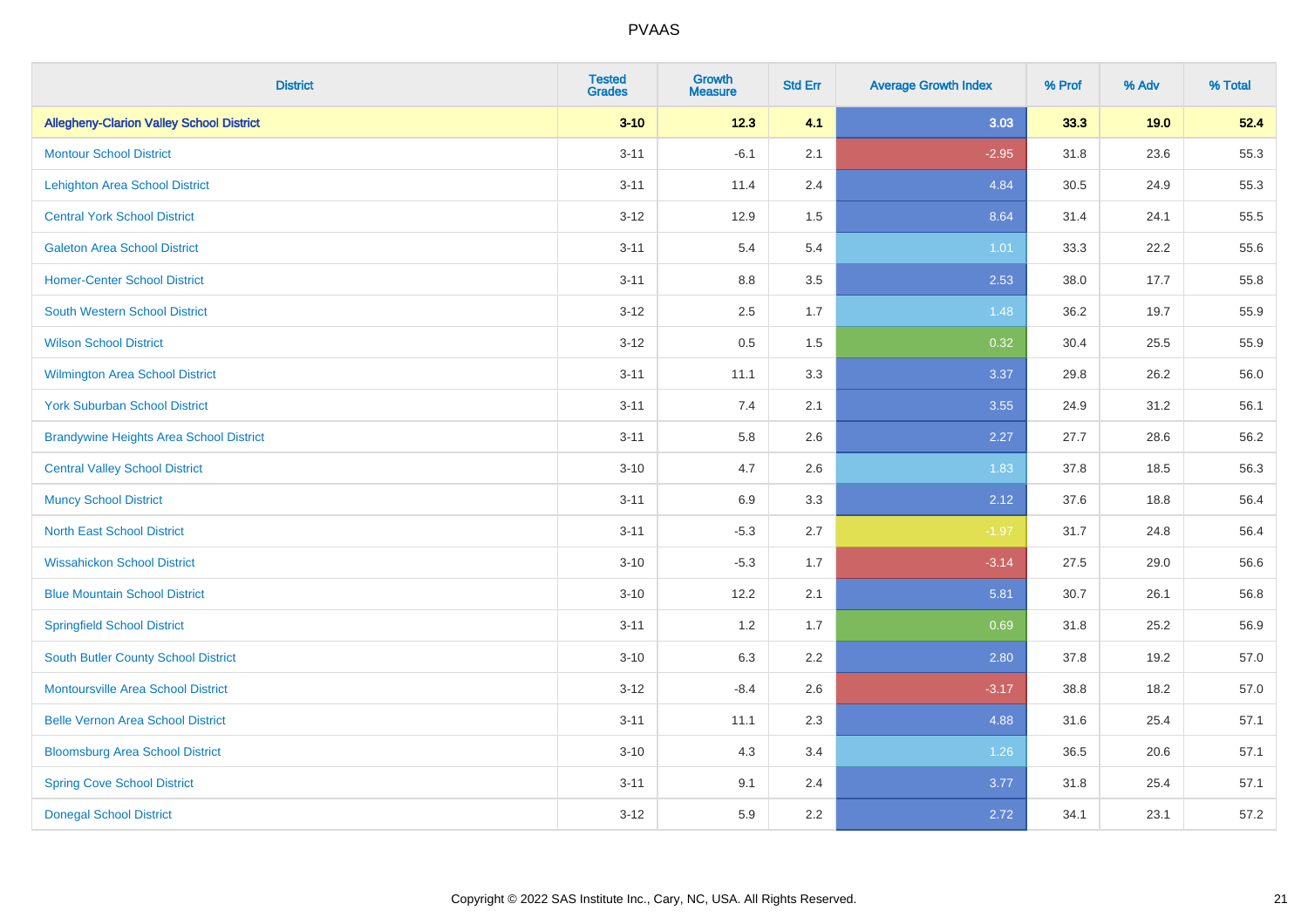PVAAS

| District | Tested Grades | Growth Measure | Std Err | Average Growth Index | % Prof | % Adv | % Total |
|---|---|---|---|---|---|---|---|
| **Allegheny-Clarion Valley School District** | **3-10** | **12.3** | **4.1** | **3.03** | **33.3** | **19.0** | **52.4** |
| Montour School District | 3-11 | -6.1 | 2.1 | -2.95 | 31.8 | 23.6 | 55.3 |
| Lehighton Area School District | 3-11 | 11.4 | 2.4 | 4.84 | 30.5 | 24.9 | 55.3 |
| Central York School District | 3-12 | 12.9 | 1.5 | 8.64 | 31.4 | 24.1 | 55.5 |
| Galeton Area School District | 3-11 | 5.4 | 5.4 | 1.01 | 33.3 | 22.2 | 55.6 |
| Homer-Center School District | 3-11 | 8.8 | 3.5 | 2.53 | 38.0 | 17.7 | 55.8 |
| South Western School District | 3-12 | 2.5 | 1.7 | 1.48 | 36.2 | 19.7 | 55.9 |
| Wilson School District | 3-12 | 0.5 | 1.5 | 0.32 | 30.4 | 25.5 | 55.9 |
| Wilmington Area School District | 3-11 | 11.1 | 3.3 | 3.37 | 29.8 | 26.2 | 56.0 |
| York Suburban School District | 3-11 | 7.4 | 2.1 | 3.55 | 24.9 | 31.2 | 56.1 |
| Brandywine Heights Area School District | 3-11 | 5.8 | 2.6 | 2.27 | 27.7 | 28.6 | 56.2 |
| Central Valley School District | 3-10 | 4.7 | 2.6 | 1.83 | 37.8 | 18.5 | 56.3 |
| Muncy School District | 3-11 | 6.9 | 3.3 | 2.12 | 37.6 | 18.8 | 56.4 |
| North East School District | 3-11 | -5.3 | 2.7 | -1.97 | 31.7 | 24.8 | 56.4 |
| Wissahickon School District | 3-10 | -5.3 | 1.7 | -3.14 | 27.5 | 29.0 | 56.6 |
| Blue Mountain School District | 3-10 | 12.2 | 2.1 | 5.81 | 30.7 | 26.1 | 56.8 |
| Springfield School District | 3-11 | 1.2 | 1.7 | 0.69 | 31.8 | 25.2 | 56.9 |
| South Butler County School District | 3-10 | 6.3 | 2.2 | 2.80 | 37.8 | 19.2 | 57.0 |
| Montoursville Area School District | 3-12 | -8.4 | 2.6 | -3.17 | 38.8 | 18.2 | 57.0 |
| Belle Vernon Area School District | 3-11 | 11.1 | 2.3 | 4.88 | 31.6 | 25.4 | 57.1 |
| Bloomsburg Area School District | 3-10 | 4.3 | 3.4 | 1.26 | 36.5 | 20.6 | 57.1 |
| Spring Cove School District | 3-11 | 9.1 | 2.4 | 3.77 | 31.8 | 25.4 | 57.1 |
| Donegal School District | 3-12 | 5.9 | 2.2 | 2.72 | 34.1 | 23.1 | 57.2 |

Copyright © 2022 SAS Institute Inc., Cary, NC, USA. All Rights Reserved.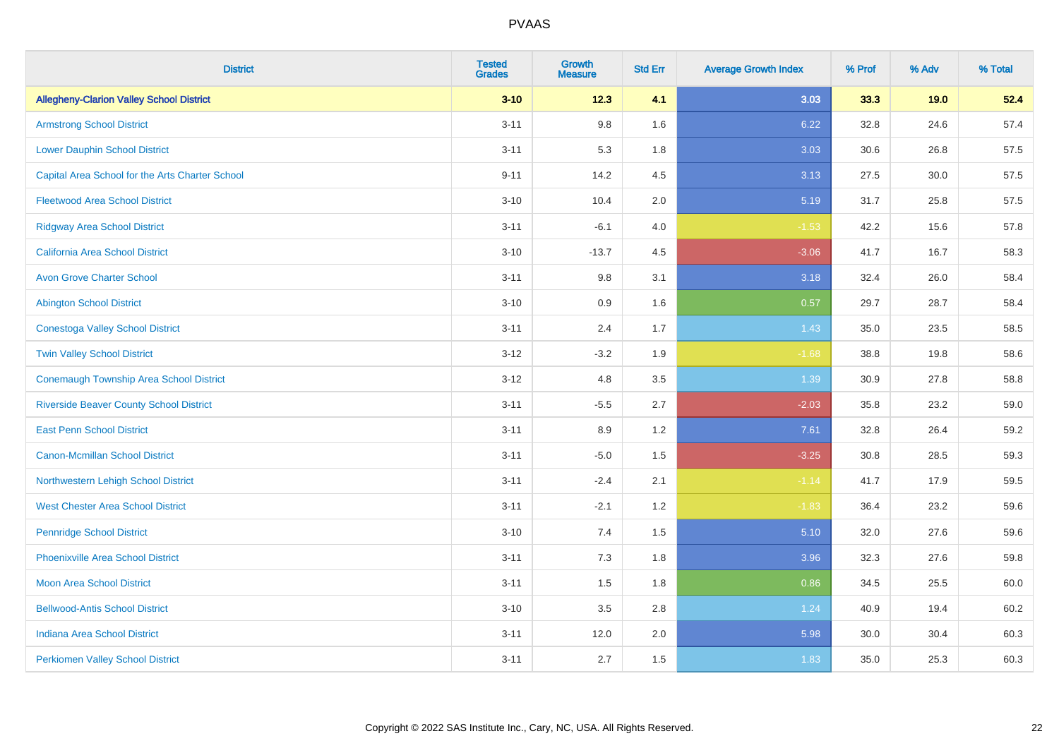# PVAAS

| District | Tested Grades | Growth Measure | Std Err | Average Growth Index | % Prof | % Adv | % Total |
|---|---|---|---|---|---|---|---|
| **Allegheny-Clarion Valley School District** | **3-10** | **12.3** | **4.1** | **3.03** | **33.3** | **19.0** | **52.4** |
| Armstrong School District | 3-11 | 9.8 | 1.6 | 6.22 | 32.8 | 24.6 | 57.4 |
| Lower Dauphin School District | 3-11 | 5.3 | 1.8 | 3.03 | 30.6 | 26.8 | 57.5 |
| Capital Area School for the Arts Charter School | 9-11 | 14.2 | 4.5 | 3.13 | 27.5 | 30.0 | 57.5 |
| Fleetwood Area School District | 3-10 | 10.4 | 2.0 | 5.19 | 31.7 | 25.8 | 57.5 |
| Ridgway Area School District | 3-11 | -6.1 | 4.0 | -1.53 | 42.2 | 15.6 | 57.8 |
| California Area School District | 3-10 | -13.7 | 4.5 | -3.06 | 41.7 | 16.7 | 58.3 |
| Avon Grove Charter School | 3-11 | 9.8 | 3.1 | 3.18 | 32.4 | 26.0 | 58.4 |
| Abington School District | 3-10 | 0.9 | 1.6 | 0.57 | 29.7 | 28.7 | 58.4 |
| Conestoga Valley School District | 3-11 | 2.4 | 1.7 | 1.43 | 35.0 | 23.5 | 58.5 |
| Twin Valley School District | 3-12 | -3.2 | 1.9 | -1.68 | 38.8 | 19.8 | 58.6 |
| Conemaugh Township Area School District | 3-12 | 4.8 | 3.5 | 1.39 | 30.9 | 27.8 | 58.8 |
| Riverside Beaver County School District | 3-11 | -5.5 | 2.7 | -2.03 | 35.8 | 23.2 | 59.0 |
| East Penn School District | 3-11 | 8.9 | 1.2 | 7.61 | 32.8 | 26.4 | 59.2 |
| Canon-Mcmillan School District | 3-11 | -5.0 | 1.5 | -3.25 | 30.8 | 28.5 | 59.3 |
| Northwestern Lehigh School District | 3-11 | -2.4 | 2.1 | -1.14 | 41.7 | 17.9 | 59.5 |
| West Chester Area School District | 3-11 | -2.1 | 1.2 | -1.83 | 36.4 | 23.2 | 59.6 |
| Pennridge School District | 3-10 | 7.4 | 1.5 | 5.10 | 32.0 | 27.6 | 59.6 |
| Phoenixville Area School District | 3-11 | 7.3 | 1.8 | 3.96 | 32.3 | 27.6 | 59.8 |
| Moon Area School District | 3-11 | 1.5 | 1.8 | 0.86 | 34.5 | 25.5 | 60.0 |
| Bellwood-Antis School District | 3-10 | 3.5 | 2.8 | 1.24 | 40.9 | 19.4 | 60.2 |
| Indiana Area School District | 3-11 | 12.0 | 2.0 | 5.98 | 30.0 | 30.4 | 60.3 |
| Perkiomen Valley School District | 3-11 | 2.7 | 1.5 | 1.83 | 35.0 | 25.3 | 60.3 |

Copyright © 2022 SAS Institute Inc., Cary, NC, USA. All Rights Reserved.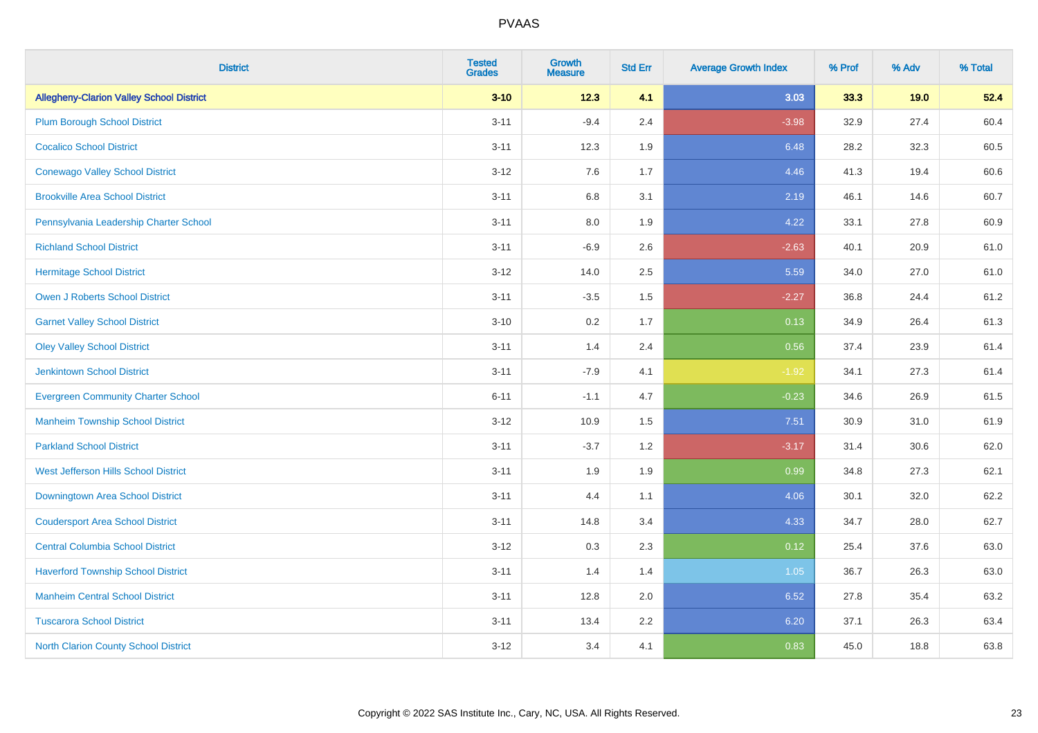# PVAAS

| District | Tested Grades | Growth Measure | Std Err | Average Growth Index | % Prof | % Adv | % Total |
|---|---|---|---|---|---|---|---|
| **Allegheny-Clarion Valley School District** | **3-10** | **12.3** | **4.1** | **3.03** | **33.3** | **19.0** | **52.4** |
| Plum Borough School District | 3-11 | -9.4 | 2.4 | -3.98 | 32.9 | 27.4 | 60.4 |
| Cocalico School District | 3-11 | 12.3 | 1.9 | 6.48 | 28.2 | 32.3 | 60.5 |
| Conewago Valley School District | 3-12 | 7.6 | 1.7 | 4.46 | 41.3 | 19.4 | 60.6 |
| Brookville Area School District | 3-11 | 6.8 | 3.1 | 2.19 | 46.1 | 14.6 | 60.7 |
| Pennsylvania Leadership Charter School | 3-11 | 8.0 | 1.9 | 4.22 | 33.1 | 27.8 | 60.9 |
| Richland School District | 3-11 | -6.9 | 2.6 | -2.63 | 40.1 | 20.9 | 61.0 |
| Hermitage School District | 3-12 | 14.0 | 2.5 | 5.59 | 34.0 | 27.0 | 61.0 |
| Owen J Roberts School District | 3-11 | -3.5 | 1.5 | -2.27 | 36.8 | 24.4 | 61.2 |
| Garnet Valley School District | 3-10 | 0.2 | 1.7 | 0.13 | 34.9 | 26.4 | 61.3 |
| Oley Valley School District | 3-11 | 1.4 | 2.4 | 0.56 | 37.4 | 23.9 | 61.4 |
| Jenkintown School District | 3-11 | -7.9 | 4.1 | -1.92 | 34.1 | 27.3 | 61.4 |
| Evergreen Community Charter School | 6-11 | -1.1 | 4.7 | -0.23 | 34.6 | 26.9 | 61.5 |
| Manheim Township School District | 3-12 | 10.9 | 1.5 | 7.51 | 30.9 | 31.0 | 61.9 |
| Parkland School District | 3-11 | -3.7 | 1.2 | -3.17 | 31.4 | 30.6 | 62.0 |
| West Jefferson Hills School District | 3-11 | 1.9 | 1.9 | 0.99 | 34.8 | 27.3 | 62.1 |
| Downingtown Area School District | 3-11 | 4.4 | 1.1 | 4.06 | 30.1 | 32.0 | 62.2 |
| Coudersport Area School District | 3-11 | 14.8 | 3.4 | 4.33 | 34.7 | 28.0 | 62.7 |
| Central Columbia School District | 3-12 | 0.3 | 2.3 | 0.12 | 25.4 | 37.6 | 63.0 |
| Haverford Township School District | 3-11 | 1.4 | 1.4 | 1.05 | 36.7 | 26.3 | 63.0 |
| Manheim Central School District | 3-11 | 12.8 | 2.0 | 6.52 | 27.8 | 35.4 | 63.2 |
| Tuscarora School District | 3-11 | 13.4 | 2.2 | 6.20 | 37.1 | 26.3 | 63.4 |
| North Clarion County School District | 3-12 | 3.4 | 4.1 | 0.83 | 45.0 | 18.8 | 63.8 |

Copyright © 2022 SAS Institute Inc., Cary, NC, USA. All Rights Reserved.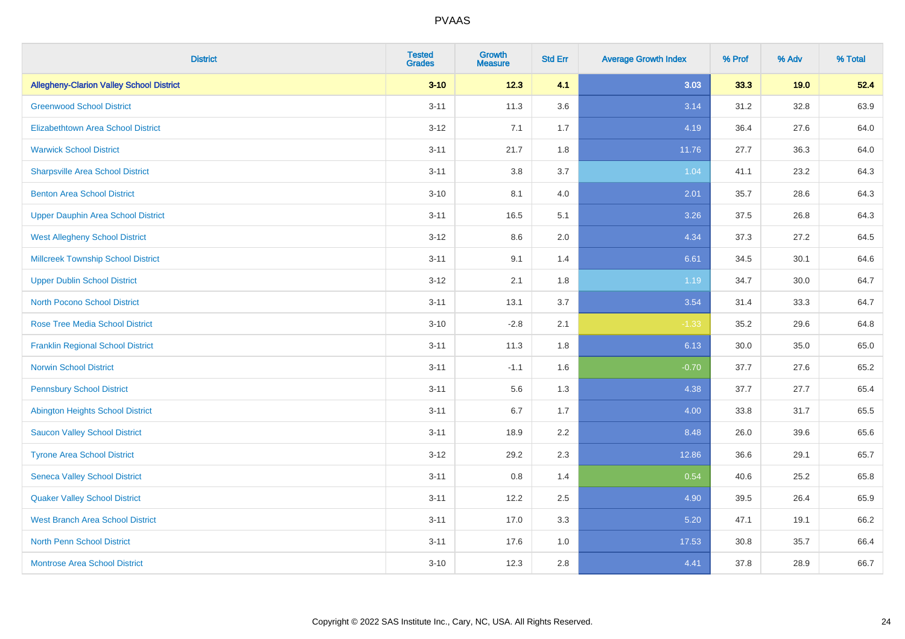# PVAAS

| District | Tested Grades | Growth Measure | Std Err | Average Growth Index | % Prof | % Adv | % Total |
|---|---|---|---|---|---|---|---|
| **Allegheny-Clarion Valley School District** | **3-10** | **12.3** | **4.1** | **3.03** | **33.3** | **19.0** | **52.4** |
| Greenwood School District | 3-11 | 11.3 | 3.6 | 3.14 | 31.2 | 32.8 | 63.9 |
| Elizabethtown Area School District | 3-12 | 7.1 | 1.7 | 4.19 | 36.4 | 27.6 | 64.0 |
| Warwick School District | 3-11 | 21.7 | 1.8 | 11.76 | 27.7 | 36.3 | 64.0 |
| Sharpsville Area School District | 3-11 | 3.8 | 3.7 | 1.04 | 41.1 | 23.2 | 64.3 |
| Benton Area School District | 3-10 | 8.1 | 4.0 | 2.01 | 35.7 | 28.6 | 64.3 |
| Upper Dauphin Area School District | 3-11 | 16.5 | 5.1 | 3.26 | 37.5 | 26.8 | 64.3 |
| West Allegheny School District | 3-12 | 8.6 | 2.0 | 4.34 | 37.3 | 27.2 | 64.5 |
| Millcreek Township School District | 3-11 | 9.1 | 1.4 | 6.61 | 34.5 | 30.1 | 64.6 |
| Upper Dublin School District | 3-12 | 2.1 | 1.8 | 1.19 | 34.7 | 30.0 | 64.7 |
| North Pocono School District | 3-11 | 13.1 | 3.7 | 3.54 | 31.4 | 33.3 | 64.7 |
| Rose Tree Media School District | 3-10 | -2.8 | 2.1 | -1.33 | 35.2 | 29.6 | 64.8 |
| Franklin Regional School District | 3-11 | 11.3 | 1.8 | 6.13 | 30.0 | 35.0 | 65.0 |
| Norwin School District | 3-11 | -1.1 | 1.6 | -0.70 | 37.7 | 27.6 | 65.2 |
| Pennsbury School District | 3-11 | 5.6 | 1.3 | 4.38 | 37.7 | 27.7 | 65.4 |
| Abington Heights School District | 3-11 | 6.7 | 1.7 | 4.00 | 33.8 | 31.7 | 65.5 |
| Saucon Valley School District | 3-11 | 18.9 | 2.2 | 8.48 | 26.0 | 39.6 | 65.6 |
| Tyrone Area School District | 3-12 | 29.2 | 2.3 | 12.86 | 36.6 | 29.1 | 65.7 |
| Seneca Valley School District | 3-11 | 0.8 | 1.4 | 0.54 | 40.6 | 25.2 | 65.8 |
| Quaker Valley School District | 3-11 | 12.2 | 2.5 | 4.90 | 39.5 | 26.4 | 65.9 |
| West Branch Area School District | 3-11 | 17.0 | 3.3 | 5.20 | 47.1 | 19.1 | 66.2 |
| North Penn School District | 3-11 | 17.6 | 1.0 | 17.53 | 30.8 | 35.7 | 66.4 |
| Montrose Area School District | 3-10 | 12.3 | 2.8 | 4.41 | 37.8 | 28.9 | 66.7 |

Copyright © 2022 SAS Institute Inc., Cary, NC, USA. All Rights Reserved.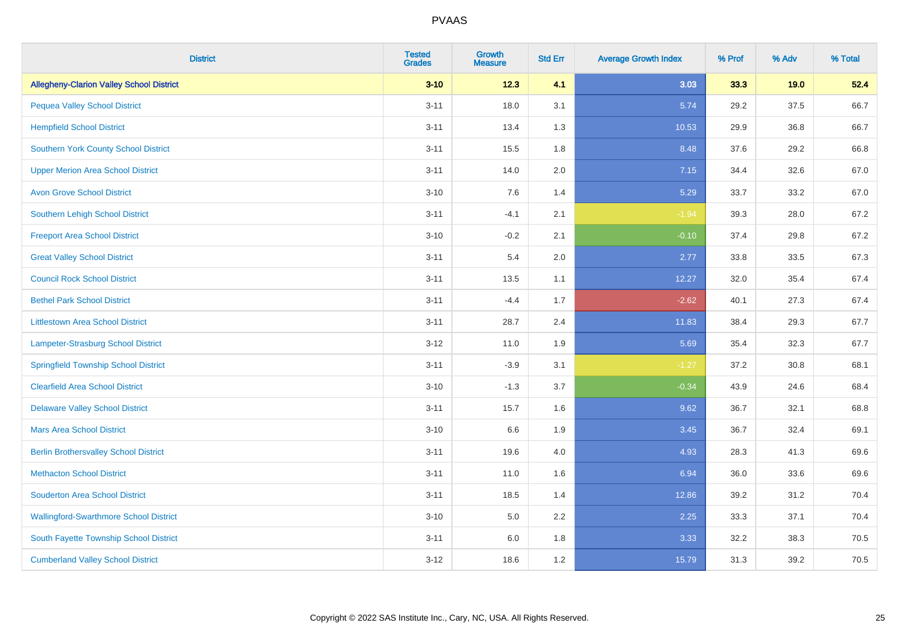# PVAAS

| District | Tested Grades | Growth Measure | Std Err | Average Growth Index | % Prof | % Adv | % Total |
|---|---|---|---|---|---|---|---|
| **Allegheny-Clarion Valley School District** | **3-10** | **12.3** | **4.1** | **3.03** | **33.3** | **19.0** | **52.4** |
| Pequea Valley School District | 3-11 | 18.0 | 3.1 | 5.74 | 29.2 | 37.5 | 66.7 |
| Hempfield School District | 3-11 | 13.4 | 1.3 | 10.53 | 29.9 | 36.8 | 66.7 |
| Southern York County School District | 3-11 | 15.5 | 1.8 | 8.48 | 37.6 | 29.2 | 66.8 |
| Upper Merion Area School District | 3-11 | 14.0 | 2.0 | 7.15 | 34.4 | 32.6 | 67.0 |
| Avon Grove School District | 3-10 | 7.6 | 1.4 | 5.29 | 33.7 | 33.2 | 67.0 |
| Southern Lehigh School District | 3-11 | -4.1 | 2.1 | -1.94 | 39.3 | 28.0 | 67.2 |
| Freeport Area School District | 3-10 | -0.2 | 2.1 | -0.10 | 37.4 | 29.8 | 67.2 |
| Great Valley School District | 3-11 | 5.4 | 2.0 | 2.77 | 33.8 | 33.5 | 67.3 |
| Council Rock School District | 3-11 | 13.5 | 1.1 | 12.27 | 32.0 | 35.4 | 67.4 |
| Bethel Park School District | 3-11 | -4.4 | 1.7 | -2.62 | 40.1 | 27.3 | 67.4 |
| Littlestown Area School District | 3-11 | 28.7 | 2.4 | 11.83 | 38.4 | 29.3 | 67.7 |
| Lampeter-Strasburg School District | 3-12 | 11.0 | 1.9 | 5.69 | 35.4 | 32.3 | 67.7 |
| Springfield Township School District | 3-11 | -3.9 | 3.1 | -1.27 | 37.2 | 30.8 | 68.1 |
| Clearfield Area School District | 3-10 | -1.3 | 3.7 | -0.34 | 43.9 | 24.6 | 68.4 |
| Delaware Valley School District | 3-11 | 15.7 | 1.6 | 9.62 | 36.7 | 32.1 | 68.8 |
| Mars Area School District | 3-10 | 6.6 | 1.9 | 3.45 | 36.7 | 32.4 | 69.1 |
| Berlin Brothersvalley School District | 3-11 | 19.6 | 4.0 | 4.93 | 28.3 | 41.3 | 69.6 |
| Methacton School District | 3-11 | 11.0 | 1.6 | 6.94 | 36.0 | 33.6 | 69.6 |
| Souderton Area School District | 3-11 | 18.5 | 1.4 | 12.86 | 39.2 | 31.2 | 70.4 |
| Wallingford-Swarthmore School District | 3-10 | 5.0 | 2.2 | 2.25 | 33.3 | 37.1 | 70.4 |
| South Fayette Township School District | 3-11 | 6.0 | 1.8 | 3.33 | 32.2 | 38.3 | 70.5 |
| Cumberland Valley School District | 3-12 | 18.6 | 1.2 | 15.79 | 31.3 | 39.2 | 70.5 |

Copyright © 2022 SAS Institute Inc., Cary, NC, USA. All Rights Reserved.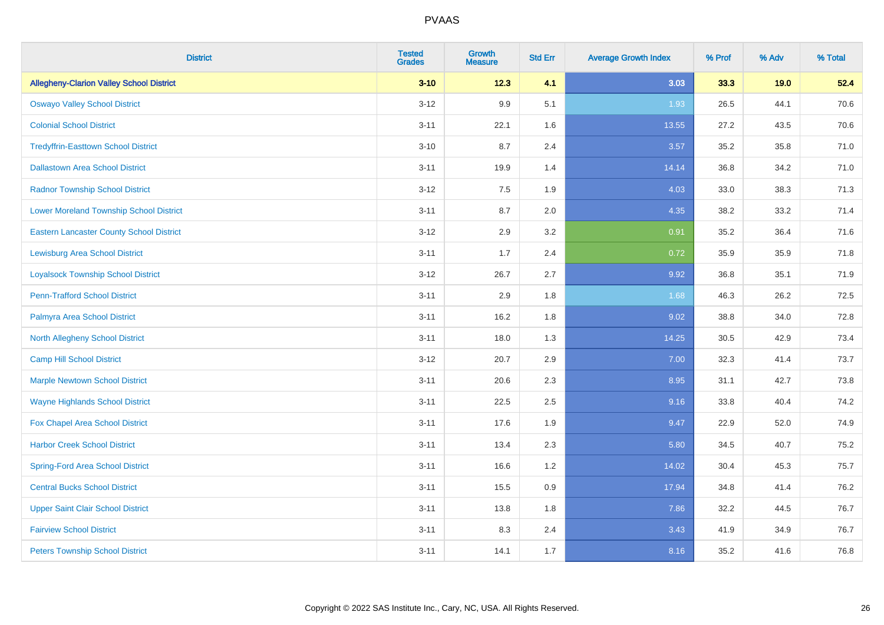# PVAAS

| District | Tested Grades | Growth Measure | Std Err | Average Growth Index | % Prof | % Adv | % Total |
|---|---|---|---|---|---|---|---|
| **Allegheny-Clarion Valley School District** | **3-10** | **12.3** | **4.1** | **3.03** | **33.3** | **19.0** | **52.4** |
| Oswayo Valley School District | 3-12 | 9.9 | 5.1 | 1.93 | 26.5 | 44.1 | 70.6 |
| Colonial School District | 3-11 | 22.1 | 1.6 | 13.55 | 27.2 | 43.5 | 70.6 |
| Tredyffrin-Easttown School District | 3-10 | 8.7 | 2.4 | 3.57 | 35.2 | 35.8 | 71.0 |
| Dallastown Area School District | 3-11 | 19.9 | 1.4 | 14.14 | 36.8 | 34.2 | 71.0 |
| Radnor Township School District | 3-12 | 7.5 | 1.9 | 4.03 | 33.0 | 38.3 | 71.3 |
| Lower Moreland Township School District | 3-11 | 8.7 | 2.0 | 4.35 | 38.2 | 33.2 | 71.4 |
| Eastern Lancaster County School District | 3-12 | 2.9 | 3.2 | 0.91 | 35.2 | 36.4 | 71.6 |
| Lewisburg Area School District | 3-11 | 1.7 | 2.4 | 0.72 | 35.9 | 35.9 | 71.8 |
| Loyalsock Township School District | 3-12 | 26.7 | 2.7 | 9.92 | 36.8 | 35.1 | 71.9 |
| Penn-Trafford School District | 3-11 | 2.9 | 1.8 | 1.68 | 46.3 | 26.2 | 72.5 |
| Palmyra Area School District | 3-11 | 16.2 | 1.8 | 9.02 | 38.8 | 34.0 | 72.8 |
| North Allegheny School District | 3-11 | 18.0 | 1.3 | 14.25 | 30.5 | 42.9 | 73.4 |
| Camp Hill School District | 3-12 | 20.7 | 2.9 | 7.00 | 32.3 | 41.4 | 73.7 |
| Marple Newtown School District | 3-11 | 20.6 | 2.3 | 8.95 | 31.1 | 42.7 | 73.8 |
| Wayne Highlands School District | 3-11 | 22.5 | 2.5 | 9.16 | 33.8 | 40.4 | 74.2 |
| Fox Chapel Area School District | 3-11 | 17.6 | 1.9 | 9.47 | 22.9 | 52.0 | 74.9 |
| Harbor Creek School District | 3-11 | 13.4 | 2.3 | 5.80 | 34.5 | 40.7 | 75.2 |
| Spring-Ford Area School District | 3-11 | 16.6 | 1.2 | 14.02 | 30.4 | 45.3 | 75.7 |
| Central Bucks School District | 3-11 | 15.5 | 0.9 | 17.94 | 34.8 | 41.4 | 76.2 |
| Upper Saint Clair School District | 3-11 | 13.8 | 1.8 | 7.86 | 32.2 | 44.5 | 76.7 |
| Fairview School District | 3-11 | 8.3 | 2.4 | 3.43 | 41.9 | 34.9 | 76.7 |
| Peters Township School District | 3-11 | 14.1 | 1.7 | 8.16 | 35.2 | 41.6 | 76.8 |

Copyright © 2022 SAS Institute Inc., Cary, NC, USA. All Rights Reserved.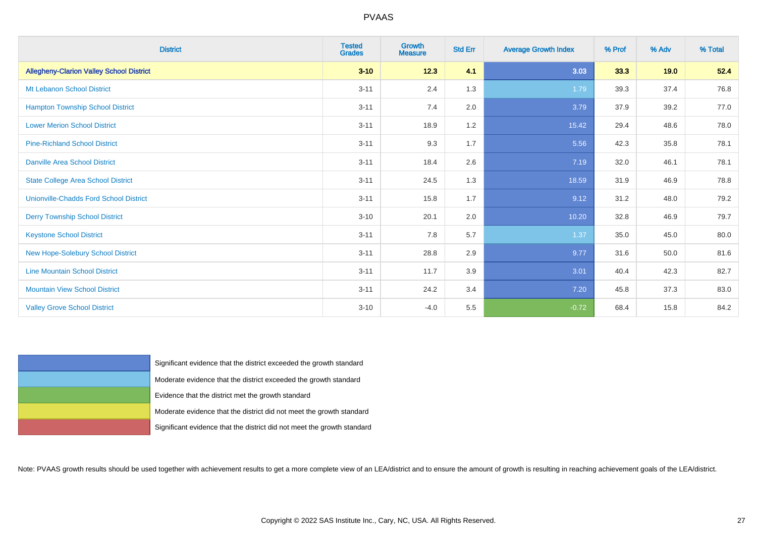# PVAAS

| District | Tested Grades | Growth Measure | Std Err | Average Growth Index | % Prof | % Adv | % Total |
|---|---|---|---|---|---|---|---|
| **Allegheny-Clarion Valley School District** | **3-10** | **12.3** | **4.1** | **3.03** | **33.3** | **19.0** | **52.4** |
| Mt Lebanon School District | 3-11 | 2.4 | 1.3 | 1.79 | 39.3 | 37.4 | 76.8 |
| Hampton Township School District | 3-11 | 7.4 | 2.0 | 3.79 | 37.9 | 39.2 | 77.0 |
| Lower Merion School District | 3-11 | 18.9 | 1.2 | 15.42 | 29.4 | 48.6 | 78.0 |
| Pine-Richland School District | 3-11 | 9.3 | 1.7 | 5.56 | 42.3 | 35.8 | 78.1 |
| Danville Area School District | 3-11 | 18.4 | 2.6 | 7.19 | 32.0 | 46.1 | 78.1 |
| State College Area School District | 3-11 | 24.5 | 1.3 | 18.59 | 31.9 | 46.9 | 78.8 |
| Unionville-Chadds Ford School District | 3-11 | 15.8 | 1.7 | 9.12 | 31.2 | 48.0 | 79.2 |
| Derry Township School District | 3-10 | 20.1 | 2.0 | 10.20 | 32.8 | 46.9 | 79.7 |
| Keystone School District | 3-11 | 7.8 | 5.7 | 1.37 | 35.0 | 45.0 | 80.0 |
| New Hope-Solebury School District | 3-11 | 28.8 | 2.9 | 9.77 | 31.6 | 50.0 | 81.6 |
| Line Mountain School District | 3-11 | 11.7 | 3.9 | 3.01 | 40.4 | 42.3 | 82.7 |
| Mountain View School District | 3-11 | 24.2 | 3.4 | 7.20 | 45.8 | 37.3 | 83.0 |
| Valley Grove School District | 3-10 | -4.0 | 5.5 | -0.72 | 68.4 | 15.8 | 84.2 |

Significant evidence that the district exceeded the growth standard

Moderate evidence that the district exceeded the growth standard

Evidence that the district met the growth standard

Moderate evidence that the district did not meet the growth standard

Significant evidence that the district did not meet the growth standard

Note: PVAAS growth results should be used together with achievement results to get a more complete view of an LEA/district and to ensure the amount of growth is resulting in reaching achievement goals of the LEA/district.

Copyright © 2022 SAS Institute Inc., Cary, NC, USA. All Rights Reserved.